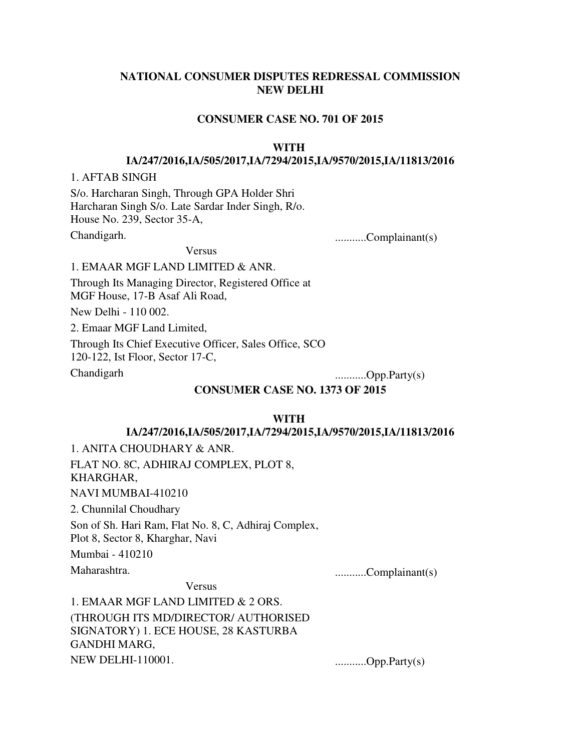**NATIONAL CONSUMER DISPUTES REDRESSAL COMMISSION**
**NEW DELHI**

**CONSUMER CASE NO. 701 OF 2015**

**WITH**
**IA/247/2016,IA/505/2017,IA/7294/2015,IA/9570/2015,IA/11813/2016**

1. AFTAB SINGH

S/o. Harcharan Singh, Through GPA Holder Shri Harcharan Singh S/o. Late Sardar Inder Singh, R/o. House No. 239, Sector 35-A,

Chandigarh. ...........Complainant(s)

Versus

1. EMAAR MGF LAND LIMITED & ANR.

Through Its Managing Director, Registered Office at MGF House, 17-B Asaf Ali Road,

New Delhi - 110 002.

2. Emaar MGF Land Limited,

Through Its Chief Executive Officer, Sales Office, SCO 120-122, Ist Floor, Sector 17-C,

Chandigarh ...........Opp.Party(s)

**CONSUMER CASE NO. 1373 OF 2015**

**WITH**
**IA/247/2016,IA/505/2017,IA/7294/2015,IA/9570/2015,IA/11813/2016**

1. ANITA CHOUDHARY & ANR.

FLAT NO. 8C, ADHIRAJ COMPLEX, PLOT 8, KHARGHAR,

NAVI MUMBAI-410210

2. Chunnilal Choudhary

Son of Sh. Hari Ram, Flat No. 8, C, Adhiraj Complex, Plot 8, Sector 8, Kharghar, Navi

Mumbai - 410210

Maharashtra. ...........Complainant(s)

Versus

1. EMAAR MGF LAND LIMITED & 2 ORS.

(THROUGH ITS MD/DIRECTOR/ AUTHORISED SIGNATORY) 1. ECE HOUSE, 28 KASTURBA GANDHI MARG,

NEW DELHI-110001. ...........Opp.Party(s)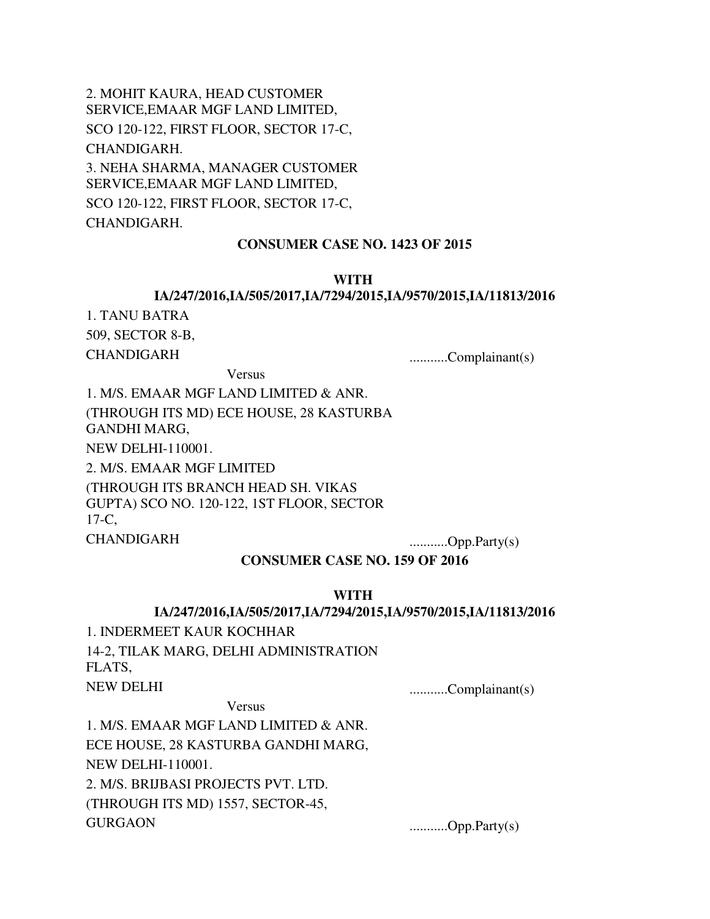2. MOHIT KAURA, HEAD CUSTOMER SERVICE,EMAAR MGF LAND LIMITED,
SCO 120-122, FIRST FLOOR, SECTOR 17-C,
CHANDIGARH.

3. NEHA SHARMA, MANAGER CUSTOMER SERVICE,EMAAR MGF LAND LIMITED,
SCO 120-122, FIRST FLOOR, SECTOR 17-C,
CHANDIGARH.

**CONSUMER CASE NO. 1423 OF 2015**

**WITH**
**IA/247/2016,IA/505/2017,IA/7294/2015,IA/9570/2015,IA/11813/2016**

1. TANU BATRA
509, SECTOR 8-B,
CHANDIGARH ...........Complainant(s)

Versus

1. M/S. EMAAR MGF LAND LIMITED & ANR.
(THROUGH ITS MD) ECE HOUSE, 28 KASTURBA GANDHI MARG,
NEW DELHI-110001.

2. M/S. EMAAR MGF LIMITED
(THROUGH ITS BRANCH HEAD SH. VIKAS GUPTA) SCO NO. 120-122, 1ST FLOOR, SECTOR 17-C,
CHANDIGARH ...........Opp.Party(s)

**CONSUMER CASE NO. 159 OF 2016**

**WITH**
**IA/247/2016,IA/505/2017,IA/7294/2015,IA/9570/2015,IA/11813/2016**

1. INDERMEET KAUR KOCHHAR
14-2, TILAK MARG, DELHI ADMINISTRATION FLATS,
NEW DELHI ...........Complainant(s)

Versus

1. M/S. EMAAR MGF LAND LIMITED & ANR.
ECE HOUSE, 28 KASTURBA GANDHI MARG,
NEW DELHI-110001.

2. M/S. BRIJBASI PROJECTS PVT. LTD.
(THROUGH ITS MD) 1557, SECTOR-45,
GURGAON ...........Opp.Party(s)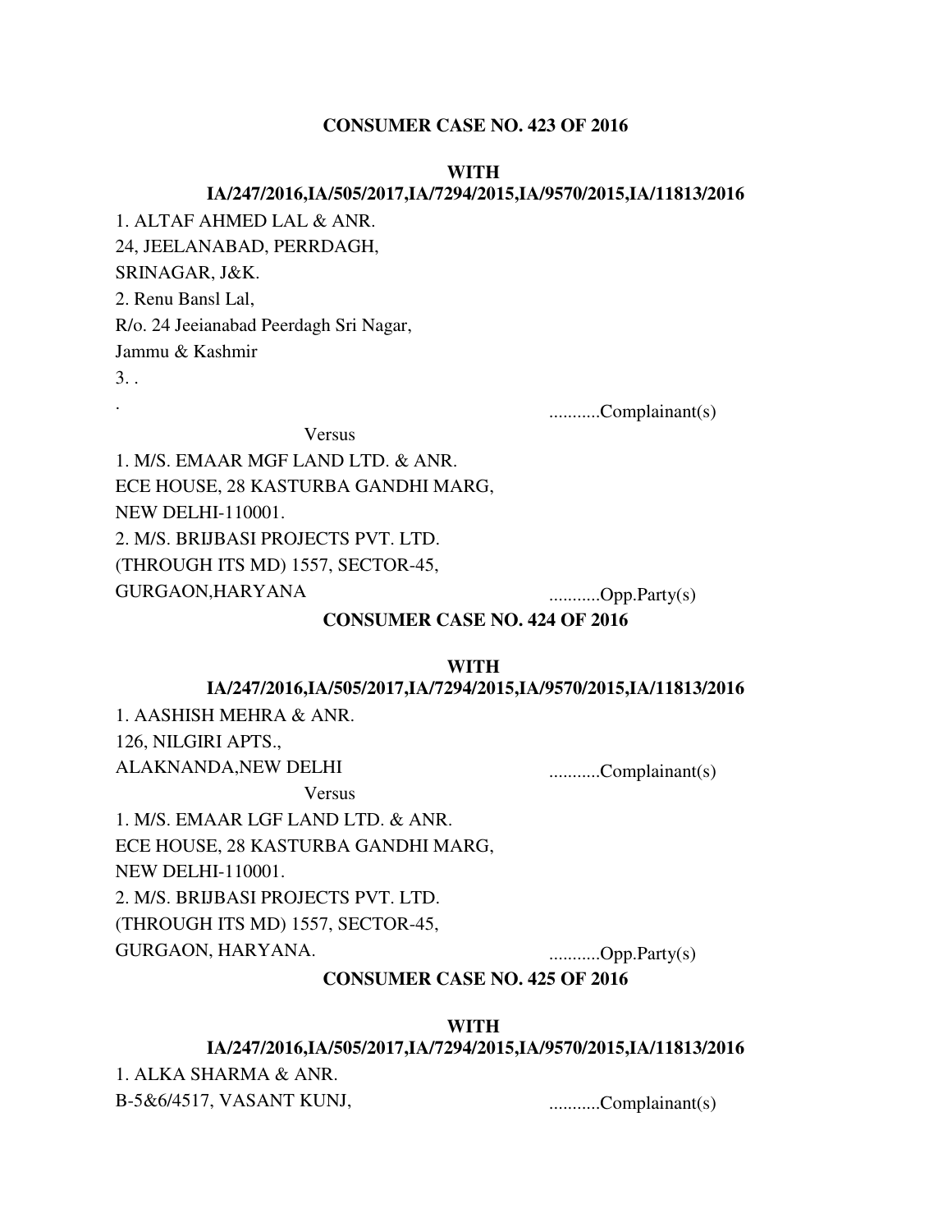**CONSUMER CASE NO. 423 OF 2016**

**WITH**
**IA/247/2016,IA/505/2017,IA/7294/2015,IA/9570/2015,IA/11813/2016**

1. ALTAF AHMED LAL & ANR.
24, JEELANABAD, PERRDAGH,
SRINAGAR, J&K.
2. Renu Bansl Lal,
R/o. 24 Jeeianabad Peerdagh Sri Nagar,
Jammu & Kashmir
3. .
. ...........Complainant(s)

Versus

1. M/S. EMAAR MGF LAND LTD. & ANR.
ECE HOUSE, 28 KASTURBA GANDHI MARG,
NEW DELHI-110001.
2. M/S. BRIJBASI PROJECTS PVT. LTD.
(THROUGH ITS MD) 1557, SECTOR-45,
GURGAON,HARYANA ...........Opp.Party(s)

**CONSUMER CASE NO. 424 OF 2016**

**WITH**
**IA/247/2016,IA/505/2017,IA/7294/2015,IA/9570/2015,IA/11813/2016**

1. AASHISH MEHRA & ANR.
126, NILGIRI APTS.,
ALAKNANDA,NEW DELHI ...........Complainant(s)

Versus

1. M/S. EMAAR LGF LAND LTD. & ANR.
ECE HOUSE, 28 KASTURBA GANDHI MARG,
NEW DELHI-110001.
2. M/S. BRIJBASI PROJECTS PVT. LTD.
(THROUGH ITS MD) 1557, SECTOR-45,
GURGAON, HARYANA. ...........Opp.Party(s)

**CONSUMER CASE NO. 425 OF 2016**

**WITH**
**IA/247/2016,IA/505/2017,IA/7294/2015,IA/9570/2015,IA/11813/2016**

1. ALKA SHARMA & ANR.
B-5&6/4517, VASANT KUNJ, ...........Complainant(s)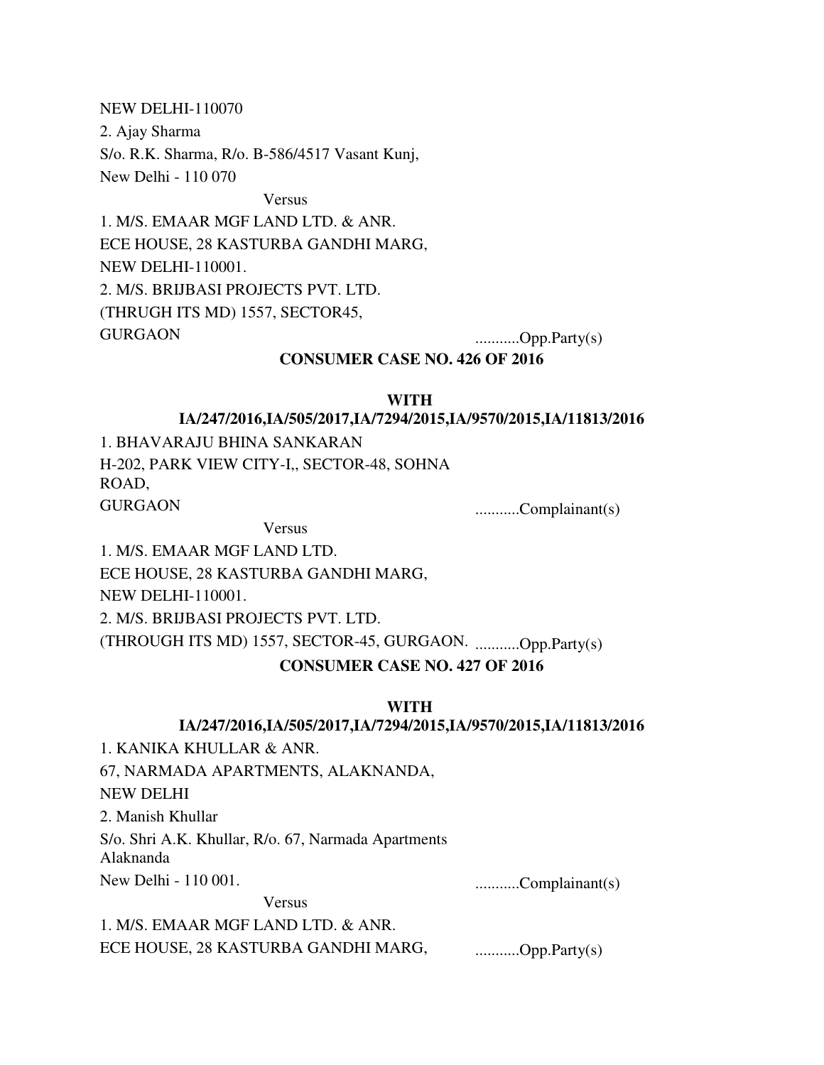NEW DELHI-110070

2. Ajay Sharma

S/o. R.K. Sharma, R/o. B-586/4517 Vasant Kunj,

New Delhi - 110 070

Versus

1. M/S. EMAAR MGF LAND LTD. & ANR.

ECE HOUSE, 28 KASTURBA GANDHI MARG,

NEW DELHI-110001.

2. M/S. BRIJBASI PROJECTS PVT. LTD.

(THRUGH ITS MD) 1557, SECTOR45,

GURGAON ...........Opp.Party(s)

**CONSUMER CASE NO. 426 OF 2016**

**WITH**

**IA/247/2016,IA/505/2017,IA/7294/2015,IA/9570/2015,IA/11813/2016**

1. BHAVARAJU BHINA SANKARAN

H-202, PARK VIEW CITY-I,, SECTOR-48, SOHNA ROAD,

GURGAON ...........Complainant(s)

Versus

1. M/S. EMAAR MGF LAND LTD.

ECE HOUSE, 28 KASTURBA GANDHI MARG,

NEW DELHI-110001.

2. M/S. BRIJBASI PROJECTS PVT. LTD.

(THROUGH ITS MD) 1557, SECTOR-45, GURGAON. ...........Opp.Party(s)

**CONSUMER CASE NO. 427 OF 2016**

**WITH**

**IA/247/2016,IA/505/2017,IA/7294/2015,IA/9570/2015,IA/11813/2016**

1. KANIKA KHULLAR & ANR.

67, NARMADA APARTMENTS, ALAKNANDA,

NEW DELHI

2. Manish Khullar

S/o. Shri A.K. Khullar, R/o. 67, Narmada Apartments Alaknanda

New Delhi - 110 001. ...........Complainant(s)

Versus

1. M/S. EMAAR MGF LAND LTD. & ANR.

ECE HOUSE, 28 KASTURBA GANDHI MARG, ...........Opp.Party(s)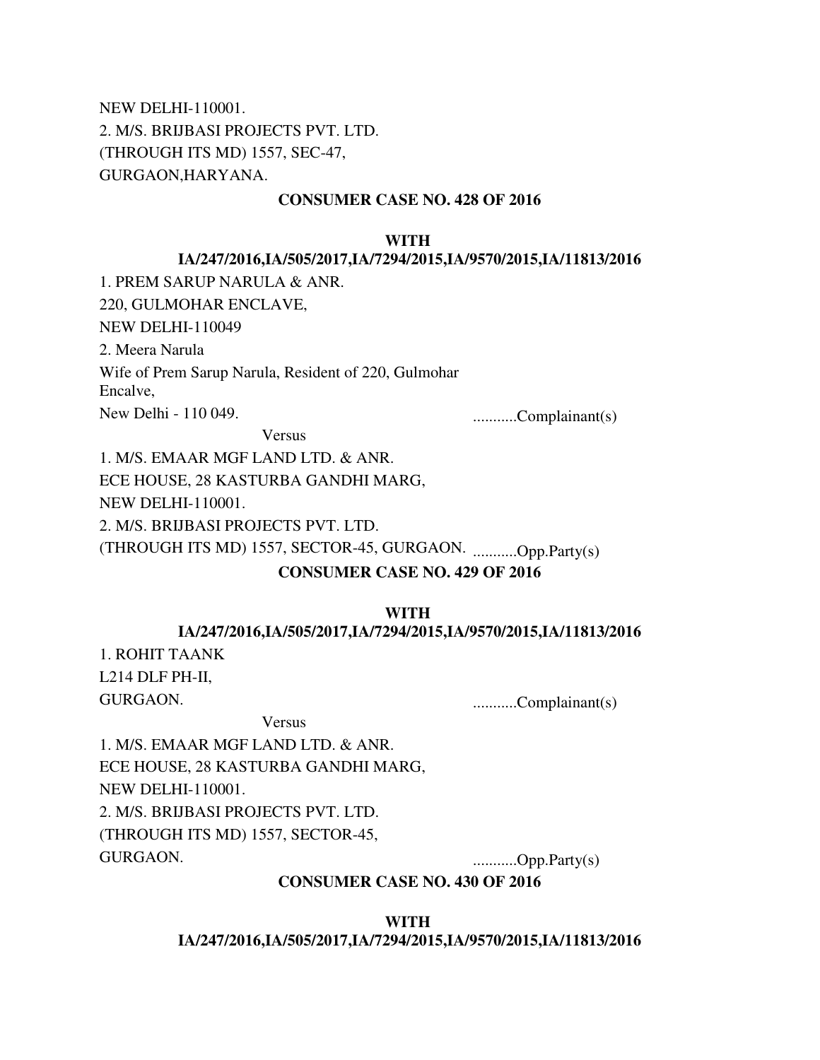NEW DELHI-110001.

2. M/S. BRIJBASI PROJECTS PVT. LTD.

(THROUGH ITS MD) 1557, SEC-47,

GURGAON,HARYANA.

**CONSUMER CASE NO. 428 OF 2016**

**WITH**

**IA/247/2016,IA/505/2017,IA/7294/2015,IA/9570/2015,IA/11813/2016**

1. PREM SARUP NARULA & ANR.

220, GULMOHAR ENCLAVE,

NEW DELHI-110049

2. Meera Narula

Wife of Prem Sarup Narula, Resident of 220, Gulmohar Encalve,

New Delhi - 110 049. ...........Complainant(s)

Versus

1. M/S. EMAAR MGF LAND LTD. & ANR.

ECE HOUSE, 28 KASTURBA GANDHI MARG,

NEW DELHI-110001.

2. M/S. BRIJBASI PROJECTS PVT. LTD.

(THROUGH ITS MD) 1557, SECTOR-45, GURGAON. ...........Opp.Party(s)

**CONSUMER CASE NO. 429 OF 2016**

**WITH**

**IA/247/2016,IA/505/2017,IA/7294/2015,IA/9570/2015,IA/11813/2016**

1. ROHIT TAANK

L214 DLF PH-II,

GURGAON. ...........Complainant(s)

Versus

1. M/S. EMAAR MGF LAND LTD. & ANR.

ECE HOUSE, 28 KASTURBA GANDHI MARG,

NEW DELHI-110001.

2. M/S. BRIJBASI PROJECTS PVT. LTD.

(THROUGH ITS MD) 1557, SECTOR-45,

GURGAON. ...........Opp.Party(s)

**CONSUMER CASE NO. 430 OF 2016**

**WITH**

**IA/247/2016,IA/505/2017,IA/7294/2015,IA/9570/2015,IA/11813/2016**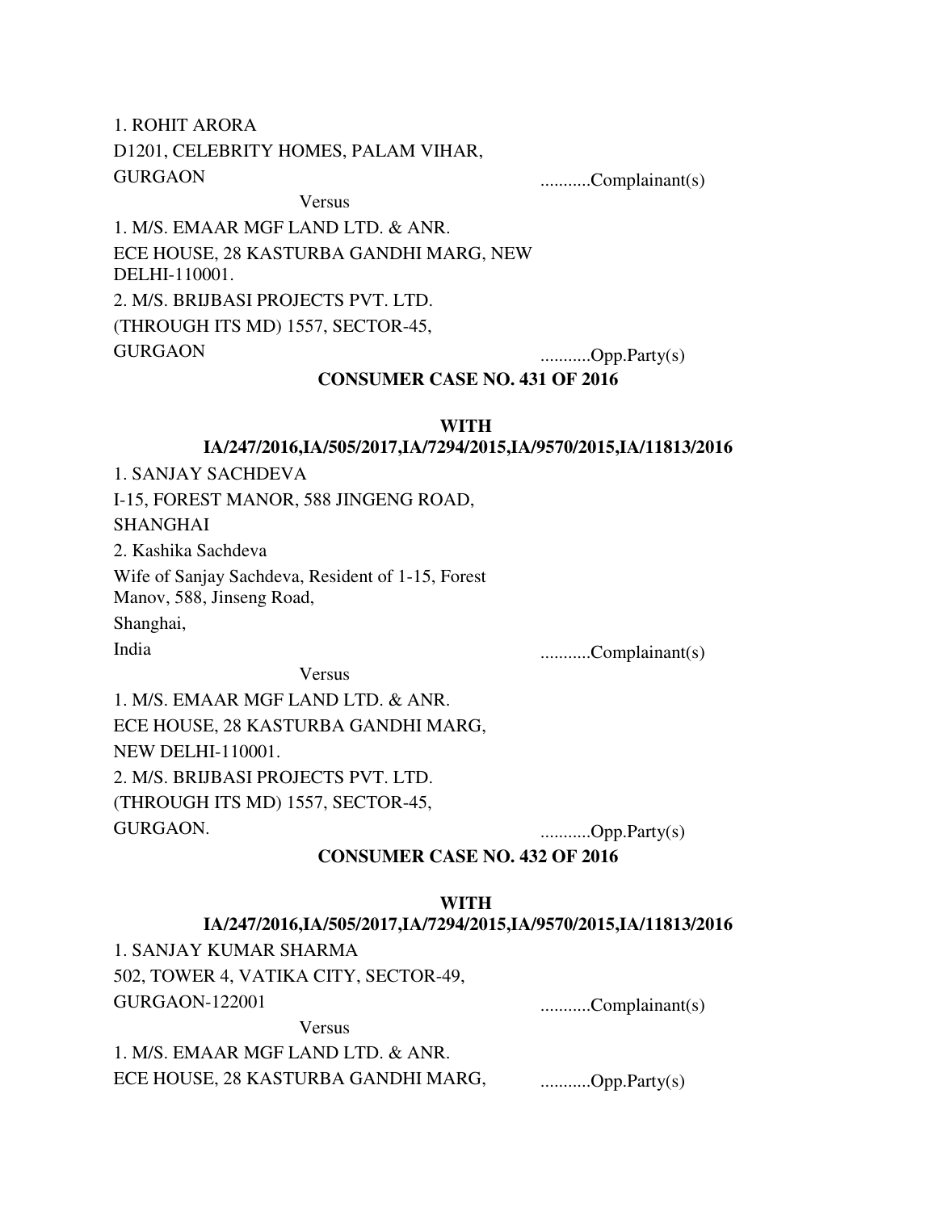1. ROHIT ARORA  
D1201, CELEBRITY HOMES, PALAM VIHAR,  
GURGAON ...........Complainant(s)

Versus

1. M/S. EMAAR MGF LAND LTD. & ANR.  
ECE HOUSE, 28 KASTURBA GANDHI MARG, NEW DELHI-110001.  
2. M/S. BRIJBASI PROJECTS PVT. LTD.  
(THROUGH ITS MD) 1557, SECTOR-45,  
GURGAON ...........Opp.Party(s)

**CONSUMER CASE NO. 431 OF 2016**

**WITH**  
**IA/247/2016,IA/505/2017,IA/7294/2015,IA/9570/2015,IA/11813/2016**

1. SANJAY SACHDEVA  
I-15, FOREST MANOR, 588 JINGENG ROAD,  
SHANGHAI  
2. Kashika Sachdeva  
Wife of Sanjay Sachdeva, Resident of 1-15, Forest Manov, 588, Jinseng Road,  
Shanghai,  
India ...........Complainant(s)

Versus

1. M/S. EMAAR MGF LAND LTD. & ANR.  
ECE HOUSE, 28 KASTURBA GANDHI MARG,  
NEW DELHI-110001.  
2. M/S. BRIJBASI PROJECTS PVT. LTD.  
(THROUGH ITS MD) 1557, SECTOR-45,  
GURGAON. ...........Opp.Party(s)

**CONSUMER CASE NO. 432 OF 2016**

**WITH**  
**IA/247/2016,IA/505/2017,IA/7294/2015,IA/9570/2015,IA/11813/2016**

1. SANJAY KUMAR SHARMA  
502, TOWER 4, VATIKA CITY, SECTOR-49,  
GURGAON-122001 ...........Complainant(s)

Versus

1. M/S. EMAAR MGF LAND LTD. & ANR.  
ECE HOUSE, 28 KASTURBA GANDHI MARG, ...........Opp.Party(s)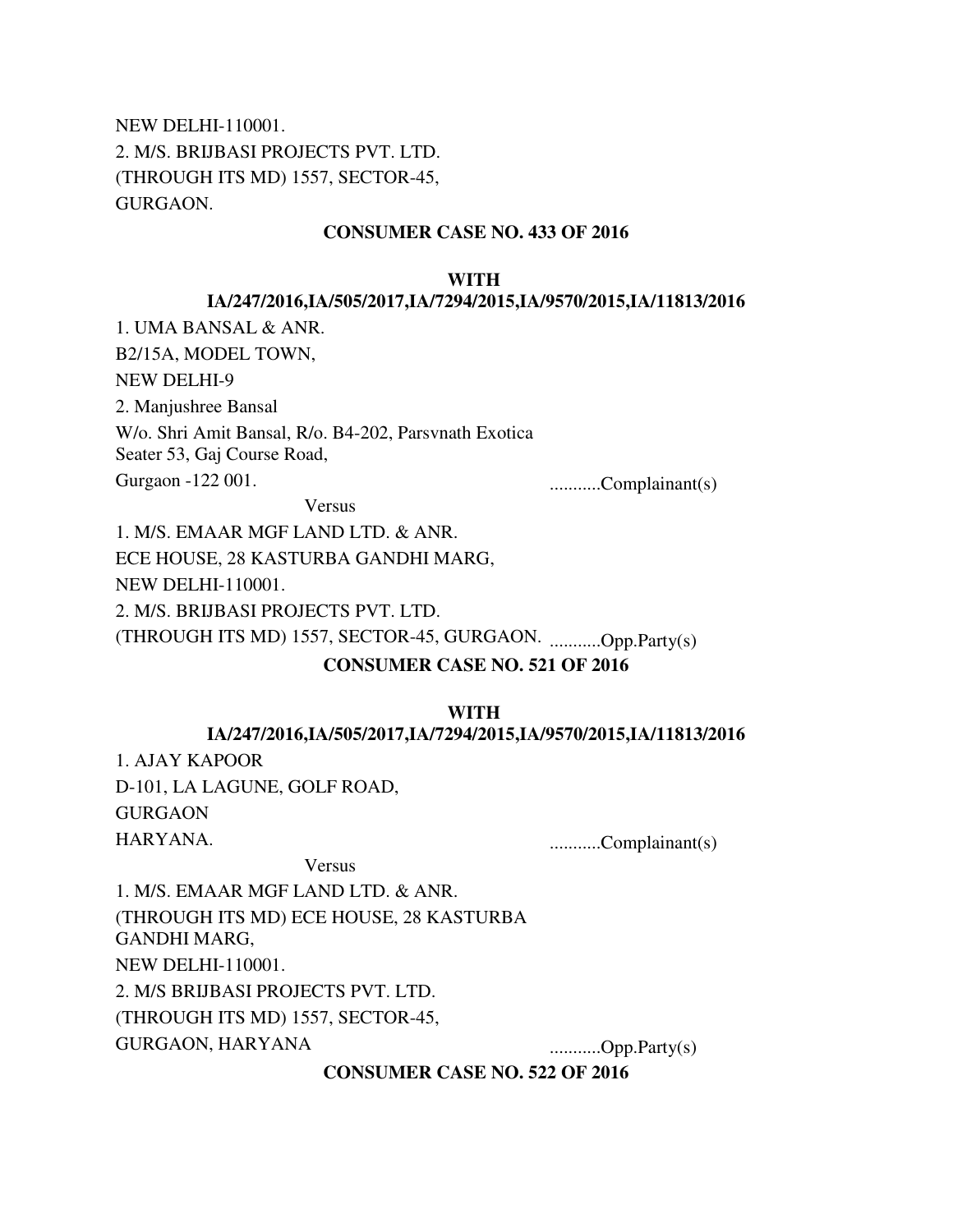NEW DELHI-110001.

2. M/S. BRIJBASI PROJECTS PVT. LTD.

(THROUGH ITS MD) 1557, SECTOR-45,

GURGAON.

**CONSUMER CASE NO. 433 OF 2016**

**WITH**

**IA/247/2016,IA/505/2017,IA/7294/2015,IA/9570/2015,IA/11813/2016**

1. UMA BANSAL & ANR.

B2/15A, MODEL TOWN,

NEW DELHI-9

2. Manjushree Bansal

W/o. Shri Amit Bansal, R/o. B4-202, Parsvnath Exotica

Seater 53, Gaj Course Road,

Gurgaon -122 001. ...........Complainant(s)

Versus

1. M/S. EMAAR MGF LAND LTD. & ANR.

ECE HOUSE, 28 KASTURBA GANDHI MARG,

NEW DELHI-110001.

2. M/S. BRIJBASI PROJECTS PVT. LTD.

(THROUGH ITS MD) 1557, SECTOR-45, GURGAON. ...........Opp.Party(s)

**CONSUMER CASE NO. 521 OF 2016**

**WITH**

**IA/247/2016,IA/505/2017,IA/7294/2015,IA/9570/2015,IA/11813/2016**

1. AJAY KAPOOR

D-101, LA LAGUNE, GOLF ROAD,

GURGAON

HARYANA. ...........Complainant(s)

Versus

1. M/S. EMAAR MGF LAND LTD. & ANR.

(THROUGH ITS MD) ECE HOUSE, 28 KASTURBA GANDHI MARG,

NEW DELHI-110001.

2. M/S BRIJBASI PROJECTS PVT. LTD.

(THROUGH ITS MD) 1557, SECTOR-45,

GURGAON, HARYANA ...........Opp.Party(s)

**CONSUMER CASE NO. 522 OF 2016**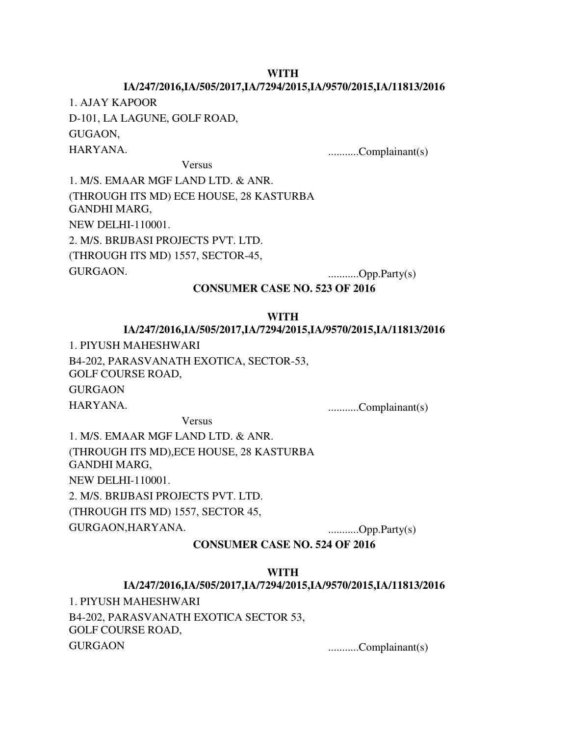**WITH**

**IA/247/2016,IA/505/2017,IA/7294/2015,IA/9570/2015,IA/11813/2016**

1. AJAY KAPOOR
D-101, LA LAGUNE, GOLF ROAD,
GUGAON,
HARYANA. ...........Complainant(s)

Versus

1. M/S. EMAAR MGF LAND LTD. & ANR.
(THROUGH ITS MD) ECE HOUSE, 28 KASTURBA GANDHI MARG,
NEW DELHI-110001.
2. M/S. BRIJBASI PROJECTS PVT. LTD.
(THROUGH ITS MD) 1557, SECTOR-45,
GURGAON. ...........Opp.Party(s)

**CONSUMER CASE NO. 523 OF 2016**

**WITH**

**IA/247/2016,IA/505/2017,IA/7294/2015,IA/9570/2015,IA/11813/2016**

1. PIYUSH MAHESHWARI
B4-202, PARASVANATH EXOTICA, SECTOR-53,
GOLF COURSE ROAD,
GURGAON
HARYANA. ...........Complainant(s)

Versus

1. M/S. EMAAR MGF LAND LTD. & ANR.
(THROUGH ITS MD),ECE HOUSE, 28 KASTURBA GANDHI MARG,
NEW DELHI-110001.
2. M/S. BRIJBASI PROJECTS PVT. LTD.
(THROUGH ITS MD) 1557, SECTOR 45,
GURGAON,HARYANA. ...........Opp.Party(s)

**CONSUMER CASE NO. 524 OF 2016**

**WITH**

**IA/247/2016,IA/505/2017,IA/7294/2015,IA/9570/2015,IA/11813/2016**

1. PIYUSH MAHESHWARI
B4-202, PARASVANATH EXOTICA SECTOR 53,
GOLF COURSE ROAD,
GURGAON ...........Complainant(s)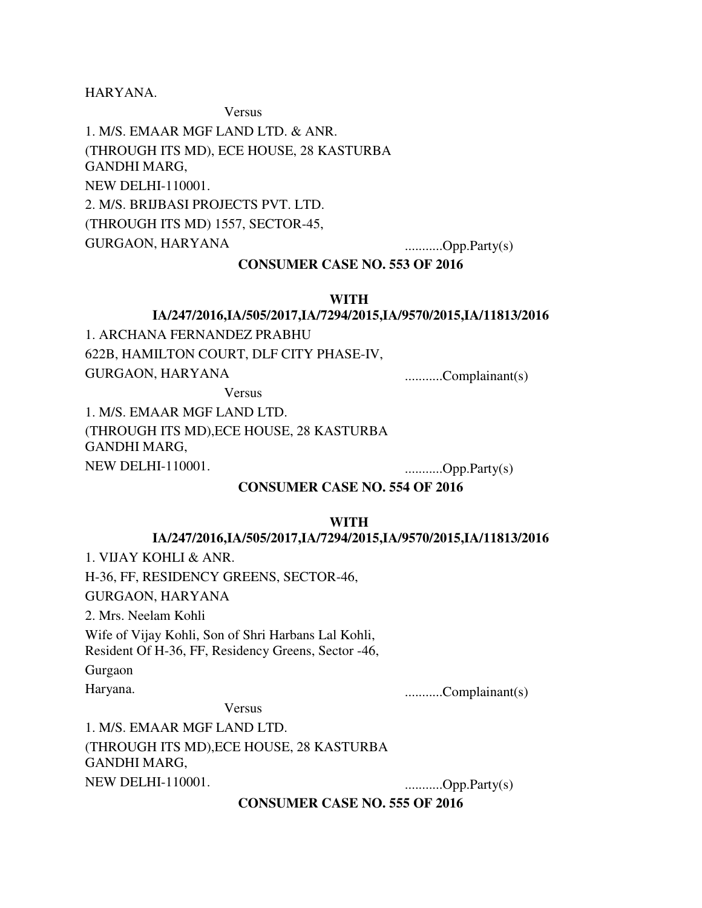HARYANA.

Versus

1. M/S. EMAAR MGF LAND LTD. & ANR.
(THROUGH ITS MD), ECE HOUSE, 28 KASTURBA GANDHI MARG,
NEW DELHI-110001.
2. M/S. BRIJBASI PROJECTS PVT. LTD.
(THROUGH ITS MD) 1557, SECTOR-45,
GURGAON, HARYANA ...........Opp.Party(s)

**CONSUMER CASE NO. 553 OF 2016**

**WITH**
**IA/247/2016,IA/505/2017,IA/7294/2015,IA/9570/2015,IA/11813/2016**

1. ARCHANA FERNANDEZ PRABHU
622B, HAMILTON COURT, DLF CITY PHASE-IV,
GURGAON, HARYANA ...........Complainant(s)

Versus

1. M/S. EMAAR MGF LAND LTD.
(THROUGH ITS MD),ECE HOUSE, 28 KASTURBA GANDHI MARG,
NEW DELHI-110001. ...........Opp.Party(s)

**CONSUMER CASE NO. 554 OF 2016**

**WITH**
**IA/247/2016,IA/505/2017,IA/7294/2015,IA/9570/2015,IA/11813/2016**

1. VIJAY KOHLI & ANR.
H-36, FF, RESIDENCY GREENS, SECTOR-46,
GURGAON, HARYANA
2. Mrs. Neelam Kohli
Wife of Vijay Kohli, Son of Shri Harbans Lal Kohli, Resident Of H-36, FF, Residency Greens, Sector -46,
Gurgaon
Haryana. ...........Complainant(s)

Versus

1. M/S. EMAAR MGF LAND LTD.
(THROUGH ITS MD),ECE HOUSE, 28 KASTURBA GANDHI MARG,
NEW DELHI-110001. ...........Opp.Party(s)

**CONSUMER CASE NO. 555 OF 2016**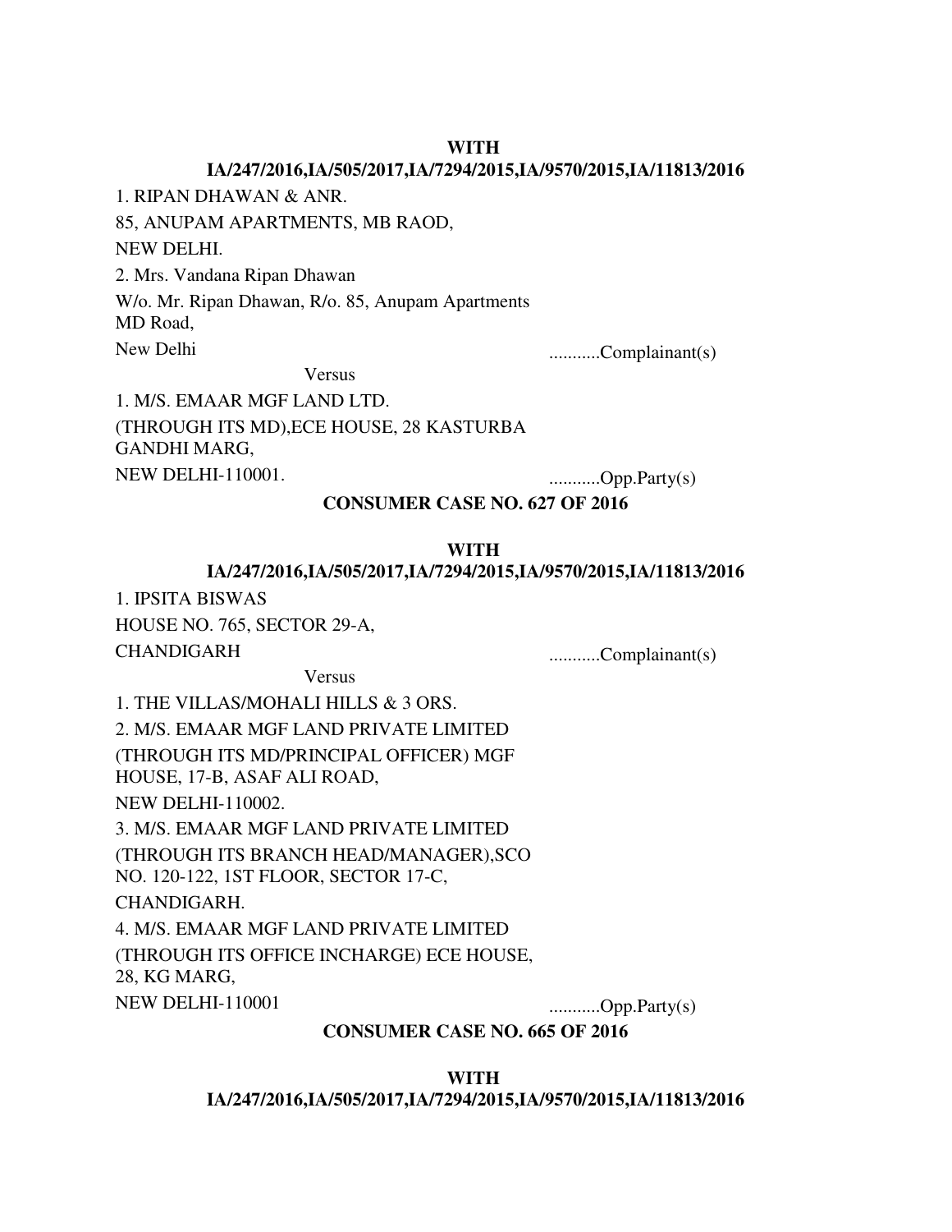**WITH**

**IA/247/2016,IA/505/2017,IA/7294/2015,IA/9570/2015,IA/11813/2016**

1. RIPAN DHAWAN & ANR.

85, ANUPAM APARTMENTS, MB RAOD,

NEW DELHI.

2. Mrs. Vandana Ripan Dhawan

W/o. Mr. Ripan Dhawan, R/o. 85, Anupam Apartments MD Road,

New Delhi ...........Complainant(s)

Versus

1. M/S. EMAAR MGF LAND LTD.

(THROUGH ITS MD),ECE HOUSE, 28 KASTURBA GANDHI MARG,

NEW DELHI-110001. ...........Opp.Party(s)

**CONSUMER CASE NO. 627 OF 2016**

**WITH**

**IA/247/2016,IA/505/2017,IA/7294/2015,IA/9570/2015,IA/11813/2016**

1. IPSITA BISWAS

HOUSE NO. 765, SECTOR 29-A,

CHANDIGARH ...........Complainant(s)

Versus

1. THE VILLAS/MOHALI HILLS & 3 ORS.

2. M/S. EMAAR MGF LAND PRIVATE LIMITED

(THROUGH ITS MD/PRINCIPAL OFFICER) MGF HOUSE, 17-B, ASAF ALI ROAD,

NEW DELHI-110002.

3. M/S. EMAAR MGF LAND PRIVATE LIMITED

(THROUGH ITS BRANCH HEAD/MANAGER),SCO NO. 120-122, 1ST FLOOR, SECTOR 17-C,

CHANDIGARH.

4. M/S. EMAAR MGF LAND PRIVATE LIMITED

(THROUGH ITS OFFICE INCHARGE) ECE HOUSE, 28, KG MARG,

NEW DELHI-110001 ...........Opp.Party(s)

**CONSUMER CASE NO. 665 OF 2016**

**WITH**

**IA/247/2016,IA/505/2017,IA/7294/2015,IA/9570/2015,IA/11813/2016**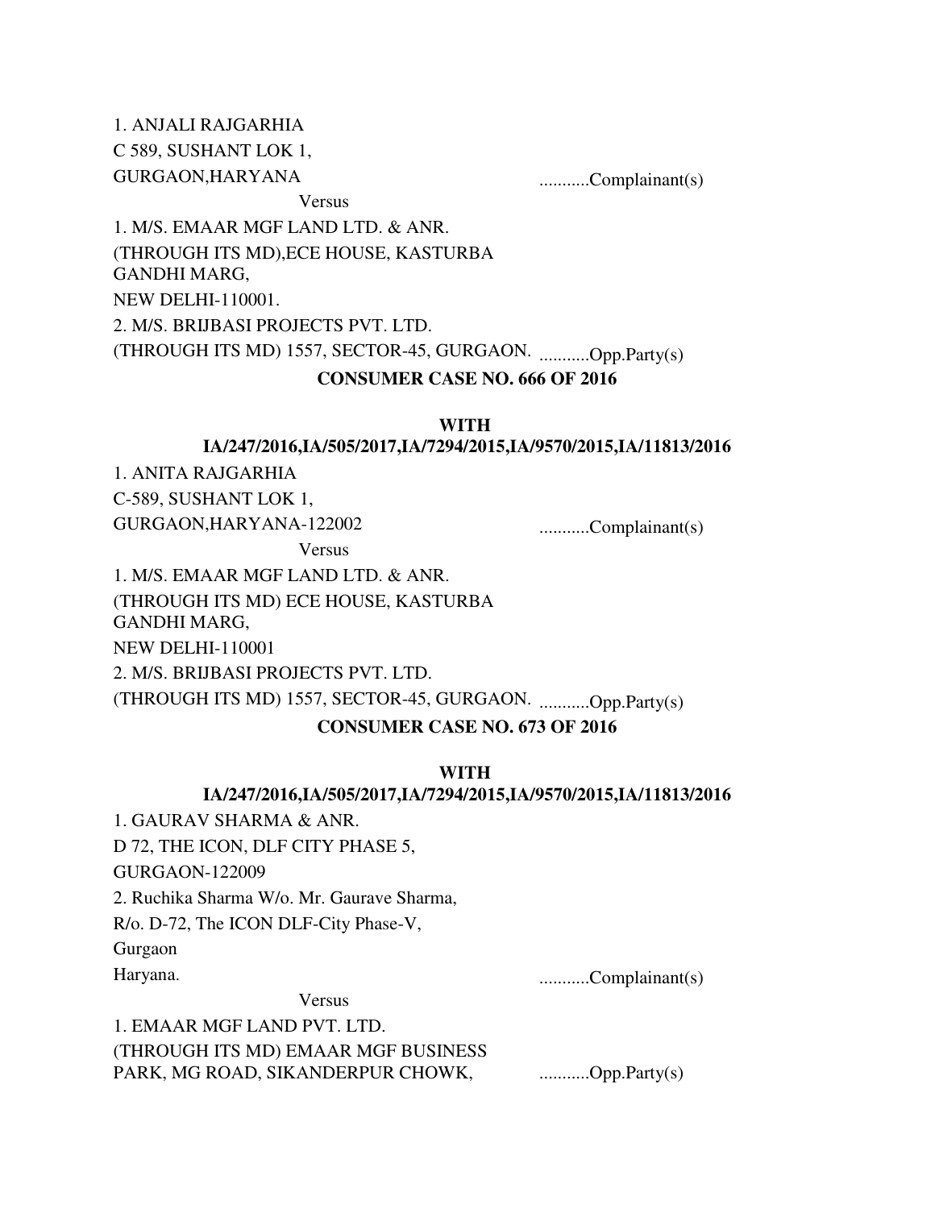1. ANJALI RAJGARHIA
C 589, SUSHANT LOK 1,
GURGAON,HARYANA ...........Complainant(s)

Versus

1. M/S. EMAAR MGF LAND LTD. & ANR.
(THROUGH ITS MD),ECE HOUSE, KASTURBA GANDHI MARG,
NEW DELHI-110001.
2. M/S. BRIJBASI PROJECTS PVT. LTD.
(THROUGH ITS MD) 1557, SECTOR-45, GURGAON. ...........Opp.Party(s)

**CONSUMER CASE NO. 666 OF 2016**

**WITH**
**IA/247/2016,IA/505/2017,IA/7294/2015,IA/9570/2015,IA/11813/2016**

1. ANITA RAJGARHIA
C-589, SUSHANT LOK 1,
GURGAON,HARYANA-122002 ...........Complainant(s)

Versus

1. M/S. EMAAR MGF LAND LTD. & ANR.
(THROUGH ITS MD) ECE HOUSE, KASTURBA GANDHI MARG,
NEW DELHI-110001
2. M/S. BRIJBASI PROJECTS PVT. LTD.
(THROUGH ITS MD) 1557, SECTOR-45, GURGAON. ...........Opp.Party(s)

**CONSUMER CASE NO. 673 OF 2016**

**WITH**
**IA/247/2016,IA/505/2017,IA/7294/2015,IA/9570/2015,IA/11813/2016**

1. GAURAV SHARMA & ANR.
D 72, THE ICON, DLF CITY PHASE 5,
GURGAON-122009
2. Ruchika Sharma W/o. Mr. Gaurave Sharma,
R/o. D-72, The ICON DLF-City Phase-V,
Gurgaon
Haryana. ...........Complainant(s)

Versus

1. EMAAR MGF LAND PVT. LTD.
(THROUGH ITS MD) EMAAR MGF BUSINESS PARK, MG ROAD, SIKANDERPUR CHOWK, ...........Opp.Party(s)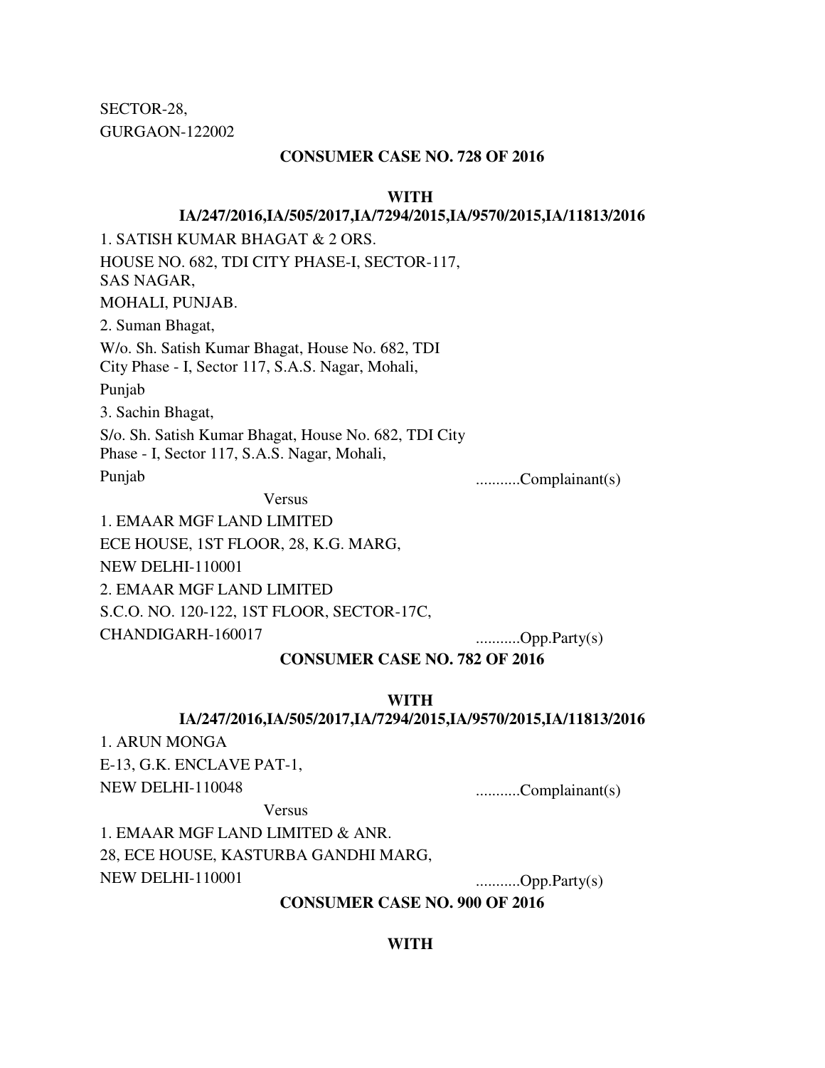SECTOR-28,
GURGAON-122002

**CONSUMER CASE NO. 728 OF 2016**

**WITH**
**IA/247/2016,IA/505/2017,IA/7294/2015,IA/9570/2015,IA/11813/2016**

1. SATISH KUMAR BHAGAT & 2 ORS.
HOUSE NO. 682, TDI CITY PHASE-I, SECTOR-117,
SAS NAGAR,
MOHALI, PUNJAB.
2. Suman Bhagat,
W/o. Sh. Satish Kumar Bhagat, House No. 682, TDI
City Phase - I, Sector 117, S.A.S. Nagar, Mohali,
Punjab
3. Sachin Bhagat,
S/o. Sh. Satish Kumar Bhagat, House No. 682, TDI City
Phase - I, Sector 117, S.A.S. Nagar, Mohali,
Punjab ...........Complainant(s)

Versus

1. EMAAR MGF LAND LIMITED
ECE HOUSE, 1ST FLOOR, 28, K.G. MARG,
NEW DELHI-110001
2. EMAAR MGF LAND LIMITED
S.C.O. NO. 120-122, 1ST FLOOR, SECTOR-17C,
CHANDIGARH-160017 ...........Opp.Party(s)

**CONSUMER CASE NO. 782 OF 2016**

**WITH**
**IA/247/2016,IA/505/2017,IA/7294/2015,IA/9570/2015,IA/11813/2016**

1. ARUN MONGA
E-13, G.K. ENCLAVE PAT-1,
NEW DELHI-110048 ...........Complainant(s)

Versus

1. EMAAR MGF LAND LIMITED & ANR.
28, ECE HOUSE, KASTURBA GANDHI MARG,
NEW DELHI-110001 ...........Opp.Party(s)

**CONSUMER CASE NO. 900 OF 2016**

**WITH**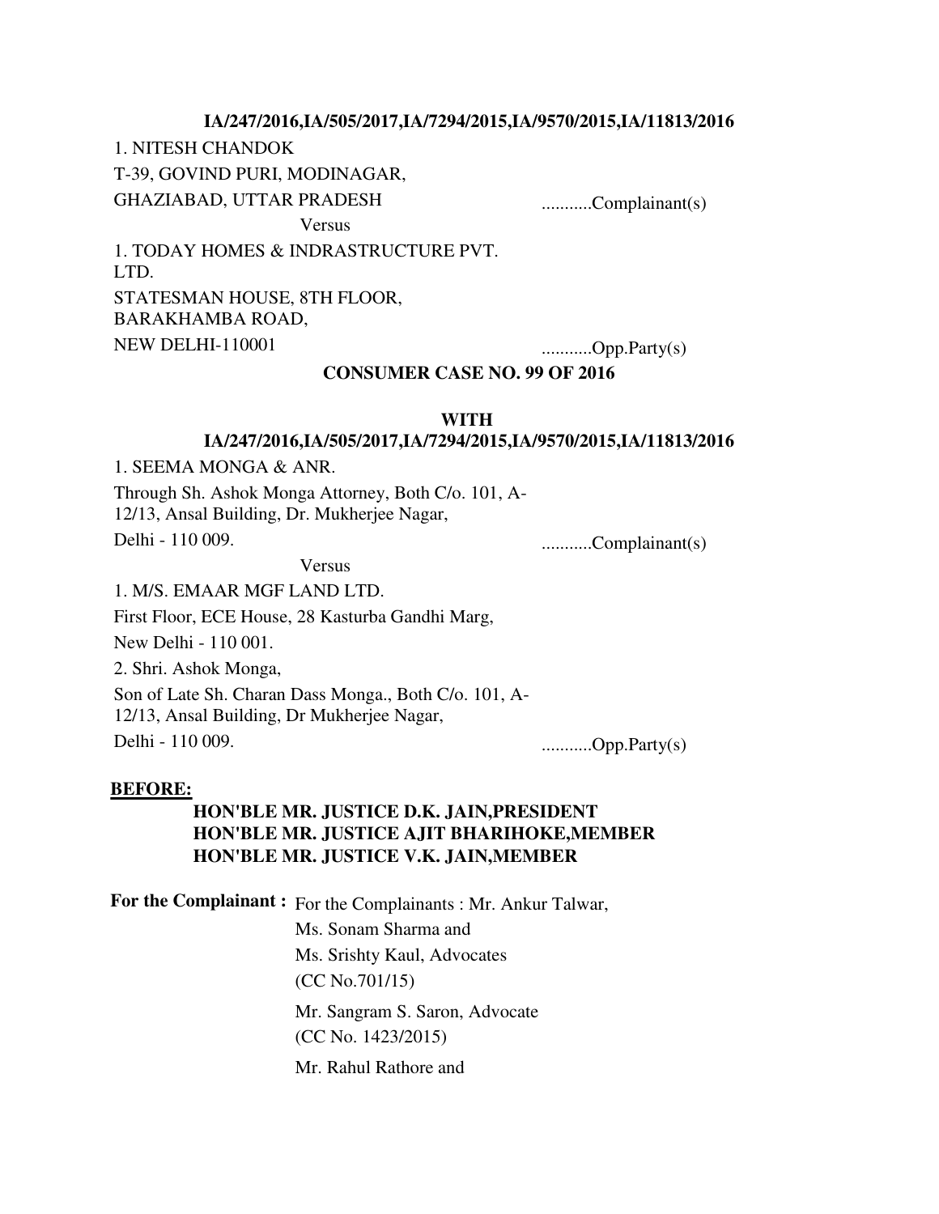**IA/247/2016,IA/505/2017,IA/7294/2015,IA/9570/2015,IA/11813/2016**

1. NITESH CHANDOK
T-39, GOVIND PURI, MODINAGAR,
GHAZIABAD, UTTAR PRADESH ...........Complainant(s)

Versus

1. TODAY HOMES & INDRASTRUCTURE PVT. LTD.
STATESMAN HOUSE, 8TH FLOOR,
BARAKHAMBA ROAD,
NEW DELHI-110001 ...........Opp.Party(s)

**CONSUMER CASE NO. 99 OF 2016**

**WITH**
**IA/247/2016,IA/505/2017,IA/7294/2015,IA/9570/2015,IA/11813/2016**

1. SEEMA MONGA & ANR.
Through Sh. Ashok Monga Attorney, Both C/o. 101, A-12/13, Ansal Building, Dr. Mukherjee Nagar,
Delhi - 110 009. ...........Complainant(s)

Versus

1. M/S. EMAAR MGF LAND LTD.
First Floor, ECE House, 28 Kasturba Gandhi Marg,
New Delhi - 110 001.
2. Shri. Ashok Monga,
Son of Late Sh. Charan Dass Monga., Both C/o. 101, A-12/13, Ansal Building, Dr Mukherjee Nagar,
Delhi - 110 009. ...........Opp.Party(s)

**BEFORE:**

**HON'BLE MR. JUSTICE D.K. JAIN,PRESIDENT**
**HON'BLE MR. JUSTICE AJIT BHARIHOKE,MEMBER**
**HON'BLE MR. JUSTICE V.K. JAIN,MEMBER**

**For the Complainant :** For the Complainants : Mr. Ankur Talwar,
Ms. Sonam Sharma and
Ms. Srishty Kaul, Advocates
(CC No.701/15)

Mr. Sangram S. Saron, Advocate
(CC No. 1423/2015)

Mr. Rahul Rathore and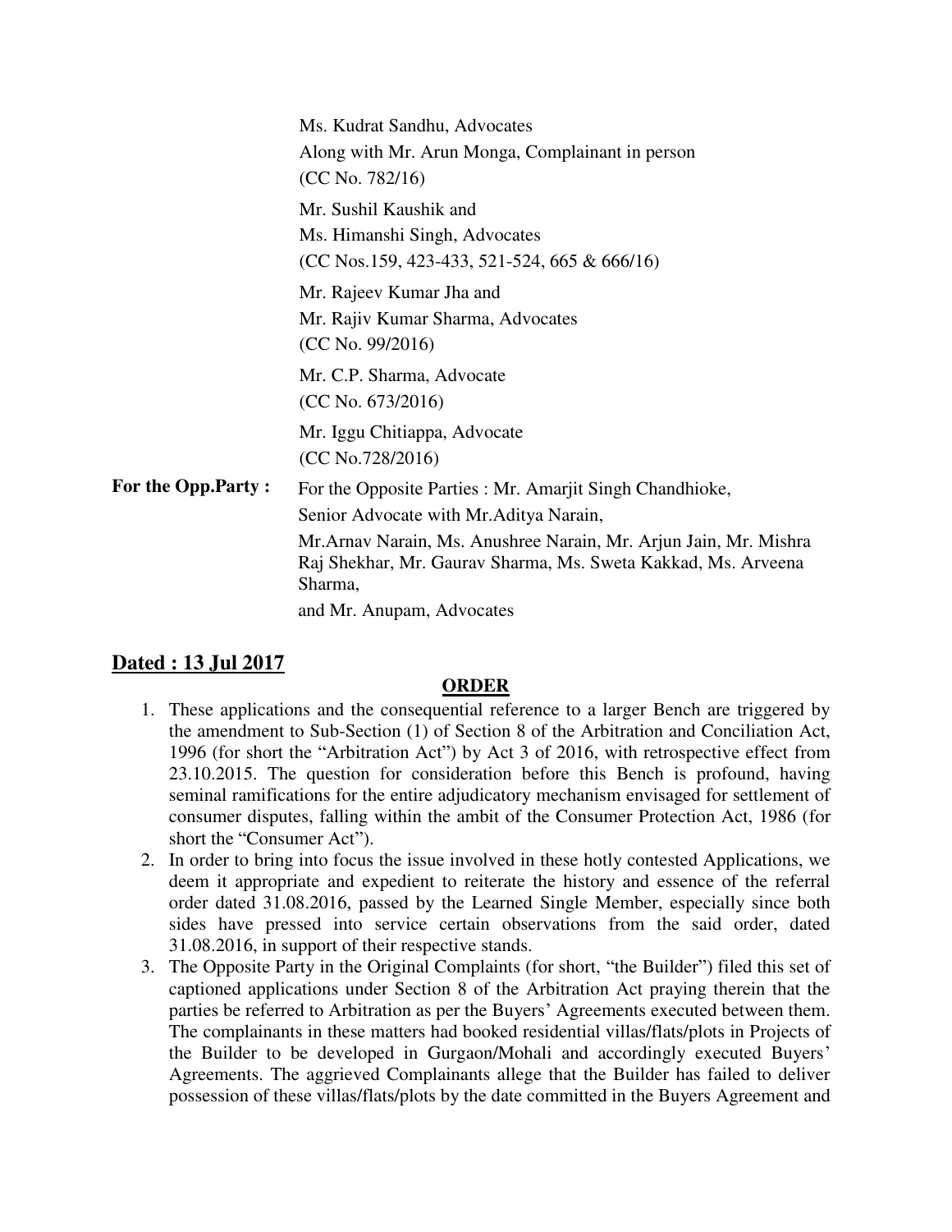Ms. Kudrat Sandhu, Advocates
Along with Mr. Arun Monga, Complainant in person
(CC No. 782/16)

Mr. Sushil Kaushik and
Ms. Himanshi Singh, Advocates
(CC Nos.159, 423-433, 521-524, 665 & 666/16)

Mr. Rajeev Kumar Jha and
Mr. Rajiv Kumar Sharma, Advocates
(CC No. 99/2016)

Mr. C.P. Sharma, Advocate
(CC No. 673/2016)

Mr. Iggu Chitiappa, Advocate
(CC No.728/2016)

**For the Opp.Party :** For the Opposite Parties : Mr. Amarjit Singh Chandhioke,
Senior Advocate with Mr.Aditya Narain,
Mr.Arnav Narain, Ms. Anushree Narain, Mr. Arjun Jain, Mr. Mishra Raj Shekhar, Mr. Gaurav Sharma, Ms. Sweta Kakkad, Ms. Arveena Sharma,
and Mr. Anupam, Advocates

**<u>Dated : 13 Jul 2017</u>**

**<u>ORDER</u>**

1. These applications and the consequential reference to a larger Bench are triggered by the amendment to Sub-Section (1) of Section 8 of the Arbitration and Conciliation Act, 1996 (for short the "Arbitration Act") by Act 3 of 2016, with retrospective effect from 23.10.2015. The question for consideration before this Bench is profound, having seminal ramifications for the entire adjudicatory mechanism envisaged for settlement of consumer disputes, falling within the ambit of the Consumer Protection Act, 1986 (for short the "Consumer Act").
2. In order to bring into focus the issue involved in these hotly contested Applications, we deem it appropriate and expedient to reiterate the history and essence of the referral order dated 31.08.2016, passed by the Learned Single Member, especially since both sides have pressed into service certain observations from the said order, dated 31.08.2016, in support of their respective stands.
3. The Opposite Party in the Original Complaints (for short, "the Builder") filed this set of captioned applications under Section 8 of the Arbitration Act praying therein that the parties be referred to Arbitration as per the Buyers' Agreements executed between them. The complainants in these matters had booked residential villas/flats/plots in Projects of the Builder to be developed in Gurgaon/Mohali and accordingly executed Buyers' Agreements. The aggrieved Complainants allege that the Builder has failed to deliver possession of these villas/flats/plots by the date committed in the Buyers Agreement and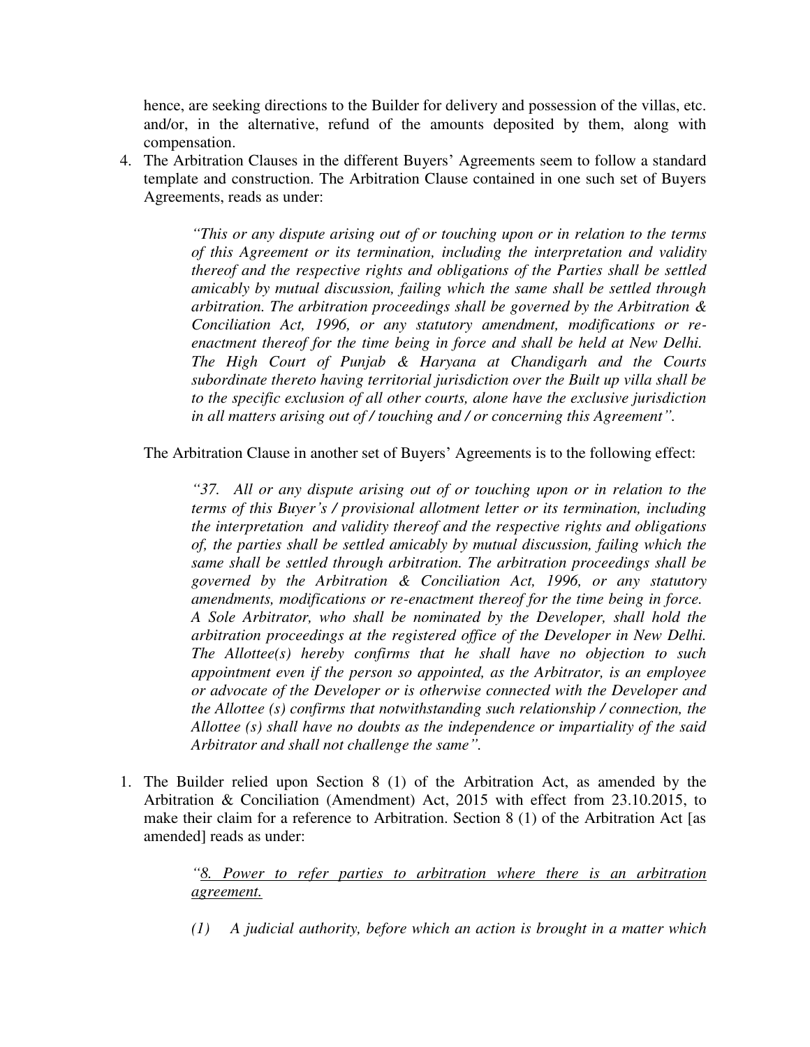hence, are seeking directions to the Builder for delivery and possession of the villas, etc. and/or, in the alternative, refund of the amounts deposited by them, along with compensation.

4. The Arbitration Clauses in the different Buyers' Agreements seem to follow a standard template and construction. The Arbitration Clause contained in one such set of Buyers Agreements, reads as under:

> *"This or any dispute arising out of or touching upon or in relation to the terms of this Agreement or its termination, including the interpretation and validity thereof and the respective rights and obligations of the Parties shall be settled amicably by mutual discussion, failing which the same shall be settled through arbitration. The arbitration proceedings shall be governed by the Arbitration & Conciliation Act, 1996, or any statutory amendment, modifications or re-enactment thereof for the time being in force and shall be held at New Delhi. The High Court of Punjab & Haryana at Chandigarh and the Courts subordinate thereto having territorial jurisdiction over the Built up villa shall be to the specific exclusion of all other courts, alone have the exclusive jurisdiction in all matters arising out of / touching and / or concerning this Agreement".*

The Arbitration Clause in another set of Buyers' Agreements is to the following effect:

> *"37. All or any dispute arising out of or touching upon or in relation to the terms of this Buyer's / provisional allotment letter or its termination, including the interpretation and validity thereof and the respective rights and obligations of, the parties shall be settled amicably by mutual discussion, failing which the same shall be settled through arbitration. The arbitration proceedings shall be governed by the Arbitration & Conciliation Act, 1996, or any statutory amendments, modifications or re-enactment thereof for the time being in force. A Sole Arbitrator, who shall be nominated by the Developer, shall hold the arbitration proceedings at the registered office of the Developer in New Delhi. The Allottee(s) hereby confirms that he shall have no objection to such appointment even if the person so appointed, as the Arbitrator, is an employee or advocate of the Developer or is otherwise connected with the Developer and the Allottee (s) confirms that notwithstanding such relationship / connection, the Allottee (s) shall have no doubts as the independence or impartiality of the said Arbitrator and shall not challenge the same".*

1. The Builder relied upon Section 8 (1) of the Arbitration Act, as amended by the Arbitration & Conciliation (Amendment) Act, 2015 with effect from 23.10.2015, to make their claim for a reference to Arbitration. Section 8 (1) of the Arbitration Act [as amended] reads as under:

> *"<u>8. Power to refer parties to arbitration where there is an arbitration agreement.</u>*
>
> *(1) A judicial authority, before which an action is brought in a matter which*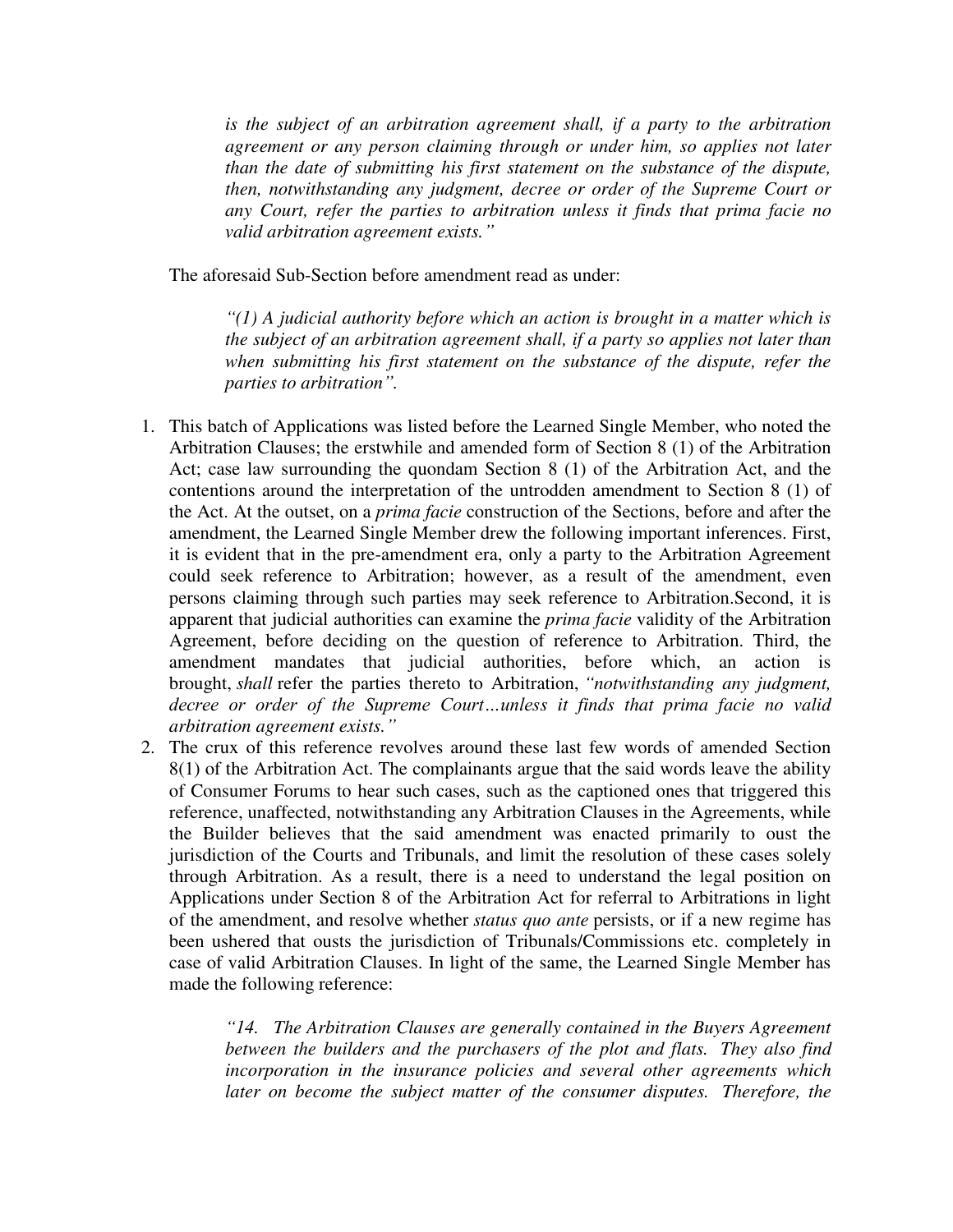> *is the subject of an arbitration agreement shall, if a party to the arbitration agreement or any person claiming through or under him, so applies not later than the date of submitting his first statement on the substance of the dispute, then, notwithstanding any judgment, decree or order of the Supreme Court or any Court, refer the parties to arbitration unless it finds that prima facie no valid arbitration agreement exists."*

The aforesaid Sub-Section before amendment read as under:

> *"(1) A judicial authority before which an action is brought in a matter which is the subject of an arbitration agreement shall, if a party so applies not later than when submitting his first statement on the substance of the dispute, refer the parties to arbitration".*

1. This batch of Applications was listed before the Learned Single Member, who noted the Arbitration Clauses; the erstwhile and amended form of Section 8 (1) of the Arbitration Act; case law surrounding the quondam Section 8 (1) of the Arbitration Act, and the contentions around the interpretation of the untrodden amendment to Section 8 (1) of the Act. At the outset, on a *prima facie* construction of the Sections, before and after the amendment, the Learned Single Member drew the following important inferences. First, it is evident that in the pre-amendment era, only a party to the Arbitration Agreement could seek reference to Arbitration; however, as a result of the amendment, even persons claiming through such parties may seek reference to Arbitration.Second, it is apparent that judicial authorities can examine the *prima facie* validity of the Arbitration Agreement, before deciding on the question of reference to Arbitration. Third, the amendment mandates that judicial authorities, before which, an action is brought, *shall* refer the parties thereto to Arbitration, *"notwithstanding any judgment, decree or order of the Supreme Court…unless it finds that prima facie no valid arbitration agreement exists."*
2. The crux of this reference revolves around these last few words of amended Section 8(1) of the Arbitration Act. The complainants argue that the said words leave the ability of Consumer Forums to hear such cases, such as the captioned ones that triggered this reference, unaffected, notwithstanding any Arbitration Clauses in the Agreements, while the Builder believes that the said amendment was enacted primarily to oust the jurisdiction of the Courts and Tribunals, and limit the resolution of these cases solely through Arbitration. As a result, there is a need to understand the legal position on Applications under Section 8 of the Arbitration Act for referral to Arbitrations in light of the amendment, and resolve whether *status quo ante* persists, or if a new regime has been ushered that ousts the jurisdiction of Tribunals/Commissions etc. completely in case of valid Arbitration Clauses. In light of the same, the Learned Single Member has made the following reference:

> *"14. The Arbitration Clauses are generally contained in the Buyers Agreement between the builders and the purchasers of the plot and flats. They also find incorporation in the insurance policies and several other agreements which later on become the subject matter of the consumer disputes. Therefore, the*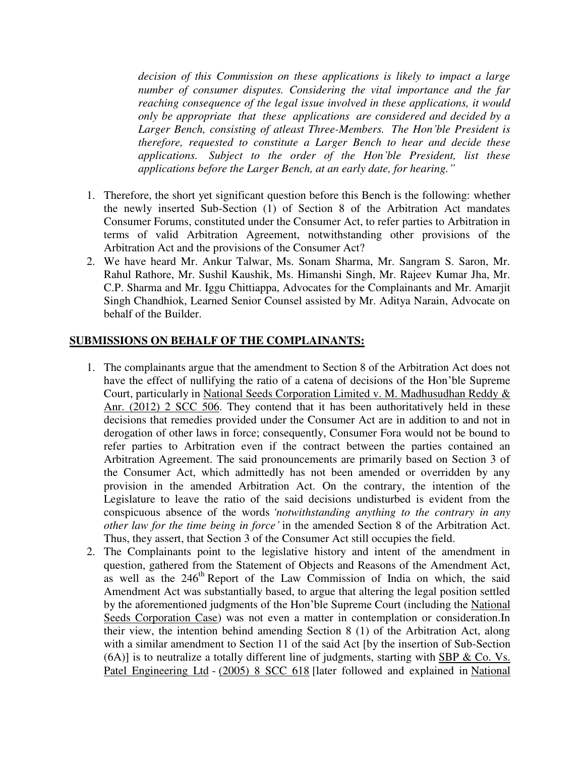*decision of this Commission on these applications is likely to impact a large number of consumer disputes. Considering the vital importance and the far reaching consequence of the legal issue involved in these applications, it would only be appropriate that these applications are considered and decided by a Larger Bench, consisting of atleast Three-Members. The Hon'ble President is therefore, requested to constitute a Larger Bench to hear and decide these applications. Subject to the order of the Hon'ble President, list these applications before the Larger Bench, at an early date, for hearing."*

1. Therefore, the short yet significant question before this Bench is the following: whether the newly inserted Sub-Section (1) of Section 8 of the Arbitration Act mandates Consumer Forums, constituted under the Consumer Act, to refer parties to Arbitration in terms of valid Arbitration Agreement, notwithstanding other provisions of the Arbitration Act and the provisions of the Consumer Act?
2. We have heard Mr. Ankur Talwar, Ms. Sonam Sharma, Mr. Sangram S. Saron, Mr. Rahul Rathore, Mr. Sushil Kaushik, Ms. Himanshi Singh, Mr. Rajeev Kumar Jha, Mr. C.P. Sharma and Mr. Iggu Chittiappa, Advocates for the Complainants and Mr. Amarjit Singh Chandhiok, Learned Senior Counsel assisted by Mr. Aditya Narain, Advocate on behalf of the Builder.

## SUBMISSIONS ON BEHALF OF THE COMPLAINANTS:

1. The complainants argue that the amendment to Section 8 of the Arbitration Act does not have the effect of nullifying the ratio of a catena of decisions of the Hon'ble Supreme Court, particularly in National Seeds Corporation Limited v. M. Madhusudhan Reddy & Anr. (2012) 2 SCC 506. They contend that it has been authoritatively held in these decisions that remedies provided under the Consumer Act are in addition to and not in derogation of other laws in force; consequently, Consumer Fora would not be bound to refer parties to Arbitration even if the contract between the parties contained an Arbitration Agreement. The said pronouncements are primarily based on Section 3 of the Consumer Act, which admittedly has not been amended or overridden by any provision in the amended Arbitration Act. On the contrary, the intention of the Legislature to leave the ratio of the said decisions undisturbed is evident from the conspicuous absence of the words *'notwithstanding anything to the contrary in any other law for the time being in force'* in the amended Section 8 of the Arbitration Act. Thus, they assert, that Section 3 of the Consumer Act still occupies the field.
2. The Complainants point to the legislative history and intent of the amendment in question, gathered from the Statement of Objects and Reasons of the Amendment Act, as well as the 246th Report of the Law Commission of India on which, the said Amendment Act was substantially based, to argue that altering the legal position settled by the aforementioned judgments of the Hon'ble Supreme Court (including the National Seeds Corporation Case) was not even a matter in contemplation or consideration.In their view, the intention behind amending Section 8 (1) of the Arbitration Act, along with a similar amendment to Section 11 of the said Act [by the insertion of Sub-Section (6A)] is to neutralize a totally different line of judgments, starting with SBP & Co. Vs. Patel Engineering Ltd - (2005) 8 SCC 618 [later followed and explained in National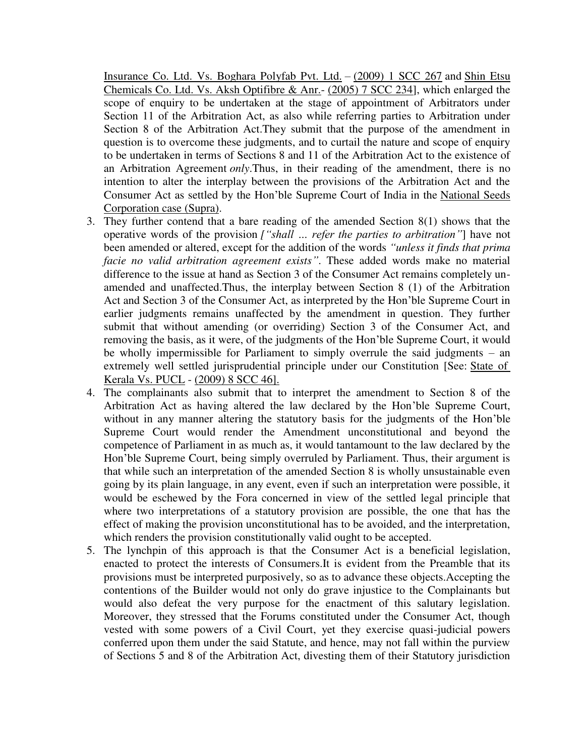Insurance Co. Ltd. Vs. Boghara Polyfab Pvt. Ltd. – (2009) 1 SCC 267 and Shin Etsu Chemicals Co. Ltd. Vs. Aksh Optifibre & Anr.- (2005) 7 SCC 234], which enlarged the scope of enquiry to be undertaken at the stage of appointment of Arbitrators under Section 11 of the Arbitration Act, as also while referring parties to Arbitration under Section 8 of the Arbitration Act.They submit that the purpose of the amendment in question is to overcome these judgments, and to curtail the nature and scope of enquiry to be undertaken in terms of Sections 8 and 11 of the Arbitration Act to the existence of an Arbitration Agreement *only*.Thus, in their reading of the amendment, there is no intention to alter the interplay between the provisions of the Arbitration Act and the Consumer Act as settled by the Hon'ble Supreme Court of India in the National Seeds Corporation case (Supra).

3. They further contend that a bare reading of the amended Section 8(1) shows that the operative words of the provision *["shall ... refer the parties to arbitration"*] have not been amended or altered, except for the addition of the words *"unless it finds that prima facie no valid arbitration agreement exists"*. These added words make no material difference to the issue at hand as Section 3 of the Consumer Act remains completely un-amended and unaffected.Thus, the interplay between Section 8 (1) of the Arbitration Act and Section 3 of the Consumer Act, as interpreted by the Hon'ble Supreme Court in earlier judgments remains unaffected by the amendment in question. They further submit that without amending (or overriding) Section 3 of the Consumer Act, and removing the basis, as it were, of the judgments of the Hon'ble Supreme Court, it would be wholly impermissible for Parliament to simply overrule the said judgments – an extremely well settled jurisprudential principle under our Constitution [See: State of Kerala Vs. PUCL - (2009) 8 SCC 46].
4. The complainants also submit that to interpret the amendment to Section 8 of the Arbitration Act as having altered the law declared by the Hon'ble Supreme Court, without in any manner altering the statutory basis for the judgments of the Hon'ble Supreme Court would render the Amendment unconstitutional and beyond the competence of Parliament in as much as, it would tantamount to the law declared by the Hon'ble Supreme Court, being simply overruled by Parliament. Thus, their argument is that while such an interpretation of the amended Section 8 is wholly unsustainable even going by its plain language, in any event, even if such an interpretation were possible, it would be eschewed by the Fora concerned in view of the settled legal principle that where two interpretations of a statutory provision are possible, the one that has the effect of making the provision unconstitutional has to be avoided, and the interpretation, which renders the provision constitutionally valid ought to be accepted.
5. The lynchpin of this approach is that the Consumer Act is a beneficial legislation, enacted to protect the interests of Consumers.It is evident from the Preamble that its provisions must be interpreted purposively, so as to advance these objects.Accepting the contentions of the Builder would not only do grave injustice to the Complainants but would also defeat the very purpose for the enactment of this salutary legislation. Moreover, they stressed that the Forums constituted under the Consumer Act, though vested with some powers of a Civil Court, yet they exercise quasi-judicial powers conferred upon them under the said Statute, and hence, may not fall within the purview of Sections 5 and 8 of the Arbitration Act, divesting them of their Statutory jurisdiction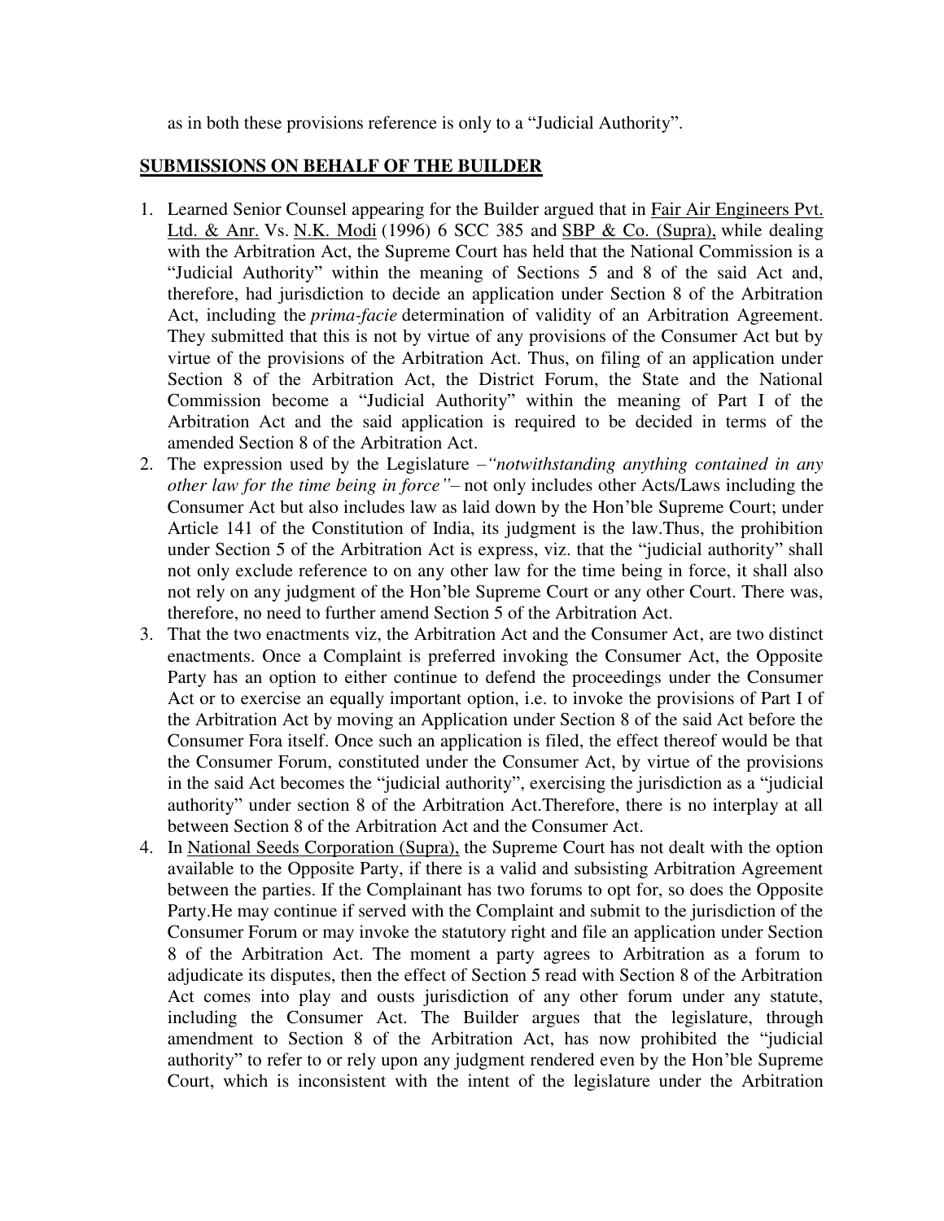as in both these provisions reference is only to a "Judicial Authority".

**SUBMISSIONS ON BEHALF OF THE BUILDER**

1. Learned Senior Counsel appearing for the Builder argued that in Fair Air Engineers Pvt. Ltd. & Anr. Vs. N.K. Modi (1996) 6 SCC 385 and SBP & Co. (Supra), while dealing with the Arbitration Act, the Supreme Court has held that the National Commission is a "Judicial Authority" within the meaning of Sections 5 and 8 of the said Act and, therefore, had jurisdiction to decide an application under Section 8 of the Arbitration Act, including the *prima-facie* determination of validity of an Arbitration Agreement. They submitted that this is not by virtue of any provisions of the Consumer Act but by virtue of the provisions of the Arbitration Act. Thus, on filing of an application under Section 8 of the Arbitration Act, the District Forum, the State and the National Commission become a "Judicial Authority" within the meaning of Part I of the Arbitration Act and the said application is required to be decided in terms of the amended Section 8 of the Arbitration Act.
2. The expression used by the Legislature –*"notwithstanding anything contained in any other law for the time being in force"*– not only includes other Acts/Laws including the Consumer Act but also includes law as laid down by the Hon'ble Supreme Court; under Article 141 of the Constitution of India, its judgment is the law.Thus, the prohibition under Section 5 of the Arbitration Act is express, viz. that the "judicial authority" shall not only exclude reference to on any other law for the time being in force, it shall also not rely on any judgment of the Hon'ble Supreme Court or any other Court. There was, therefore, no need to further amend Section 5 of the Arbitration Act.
3. That the two enactments viz, the Arbitration Act and the Consumer Act, are two distinct enactments. Once a Complaint is preferred invoking the Consumer Act, the Opposite Party has an option to either continue to defend the proceedings under the Consumer Act or to exercise an equally important option, i.e. to invoke the provisions of Part I of the Arbitration Act by moving an Application under Section 8 of the said Act before the Consumer Fora itself. Once such an application is filed, the effect thereof would be that the Consumer Forum, constituted under the Consumer Act, by virtue of the provisions in the said Act becomes the "judicial authority", exercising the jurisdiction as a "judicial authority" under section 8 of the Arbitration Act.Therefore, there is no interplay at all between Section 8 of the Arbitration Act and the Consumer Act.
4. In National Seeds Corporation (Supra), the Supreme Court has not dealt with the option available to the Opposite Party, if there is a valid and subsisting Arbitration Agreement between the parties. If the Complainant has two forums to opt for, so does the Opposite Party.He may continue if served with the Complaint and submit to the jurisdiction of the Consumer Forum or may invoke the statutory right and file an application under Section 8 of the Arbitration Act. The moment a party agrees to Arbitration as a forum to adjudicate its disputes, then the effect of Section 5 read with Section 8 of the Arbitration Act comes into play and ousts jurisdiction of any other forum under any statute, including the Consumer Act. The Builder argues that the legislature, through amendment to Section 8 of the Arbitration Act, has now prohibited the "judicial authority" to refer to or rely upon any judgment rendered even by the Hon'ble Supreme Court, which is inconsistent with the intent of the legislature under the Arbitration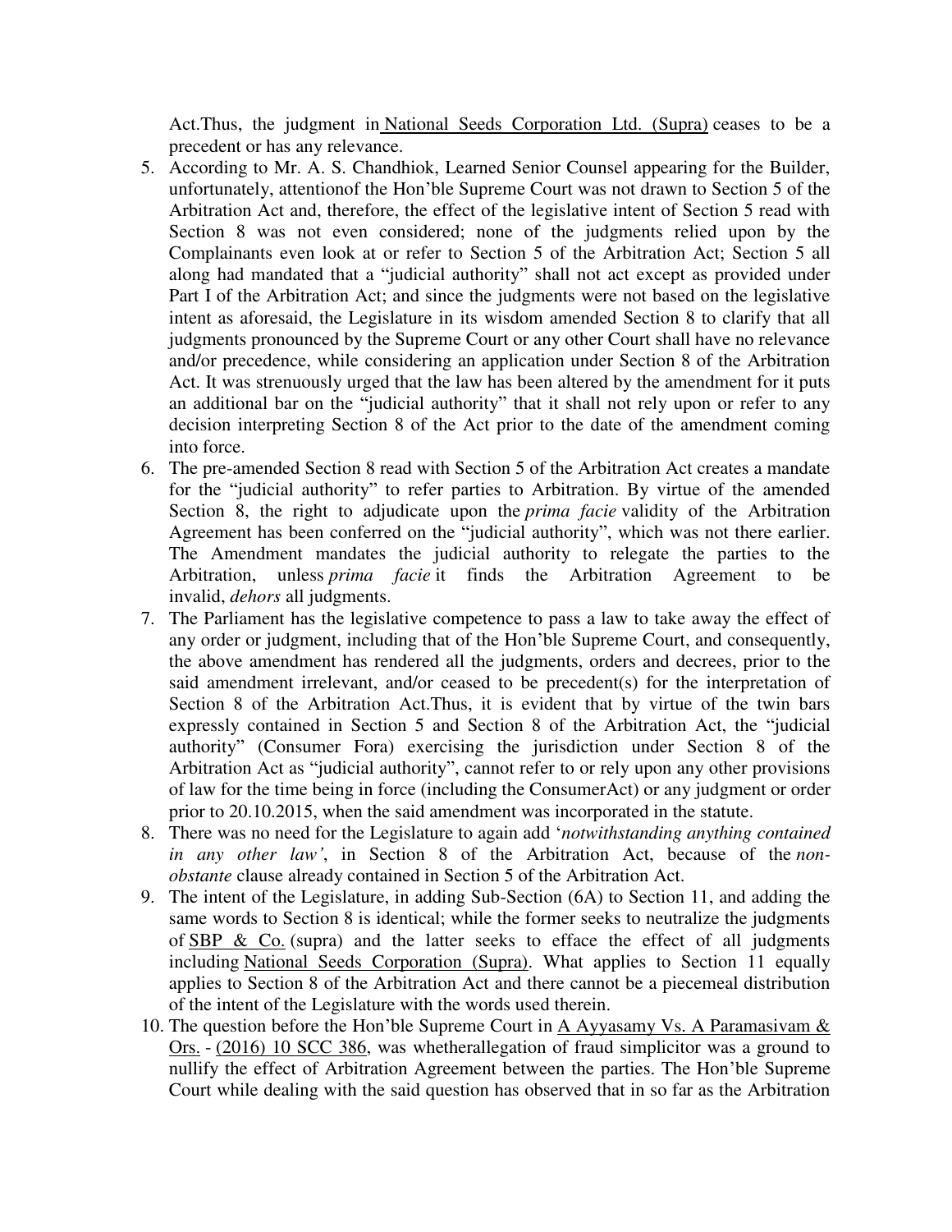Act.Thus, the judgment in National Seeds Corporation Ltd. (Supra) ceases to be a precedent or has any relevance.

5. According to Mr. A. S. Chandhiok, Learned Senior Counsel appearing for the Builder, unfortunately, attentionof the Hon'ble Supreme Court was not drawn to Section 5 of the Arbitration Act and, therefore, the effect of the legislative intent of Section 5 read with Section 8 was not even considered; none of the judgments relied upon by the Complainants even look at or refer to Section 5 of the Arbitration Act; Section 5 all along had mandated that a "judicial authority" shall not act except as provided under Part I of the Arbitration Act; and since the judgments were not based on the legislative intent as aforesaid, the Legislature in its wisdom amended Section 8 to clarify that all judgments pronounced by the Supreme Court or any other Court shall have no relevance and/or precedence, while considering an application under Section 8 of the Arbitration Act. It was strenuously urged that the law has been altered by the amendment for it puts an additional bar on the "judicial authority" that it shall not rely upon or refer to any decision interpreting Section 8 of the Act prior to the date of the amendment coming into force.
6. The pre-amended Section 8 read with Section 5 of the Arbitration Act creates a mandate for the "judicial authority" to refer parties to Arbitration. By virtue of the amended Section 8, the right to adjudicate upon the *prima facie* validity of the Arbitration Agreement has been conferred on the "judicial authority", which was not there earlier. The Amendment mandates the judicial authority to relegate the parties to the Arbitration, unless *prima facie* it finds the Arbitration Agreement to be invalid, *dehors* all judgments.
7. The Parliament has the legislative competence to pass a law to take away the effect of any order or judgment, including that of the Hon'ble Supreme Court, and consequently, the above amendment has rendered all the judgments, orders and decrees, prior to the said amendment irrelevant, and/or ceased to be precedent(s) for the interpretation of Section 8 of the Arbitration Act.Thus, it is evident that by virtue of the twin bars expressly contained in Section 5 and Section 8 of the Arbitration Act, the "judicial authority" (Consumer Fora) exercising the jurisdiction under Section 8 of the Arbitration Act as "judicial authority", cannot refer to or rely upon any other provisions of law for the time being in force (including the ConsumerAct) or any judgment or order prior to 20.10.2015, when the said amendment was incorporated in the statute.
8. There was no need for the Legislature to again add '*notwithstanding anything contained in any other law'*, in Section 8 of the Arbitration Act, because of the *non-obstante* clause already contained in Section 5 of the Arbitration Act.
9. The intent of the Legislature, in adding Sub-Section (6A) to Section 11, and adding the same words to Section 8 is identical; while the former seeks to neutralize the judgments of SBP & Co. (supra) and the latter seeks to efface the effect of all judgments including National Seeds Corporation (Supra). What applies to Section 11 equally applies to Section 8 of the Arbitration Act and there cannot be a piecemeal distribution of the intent of the Legislature with the words used therein.
10. The question before the Hon'ble Supreme Court in A Ayyasamy Vs. A Paramasivam & Ors. - (2016) 10 SCC 386, was whetherallegation of fraud simplicitor was a ground to nullify the effect of Arbitration Agreement between the parties. The Hon'ble Supreme Court while dealing with the said question has observed that in so far as the Arbitration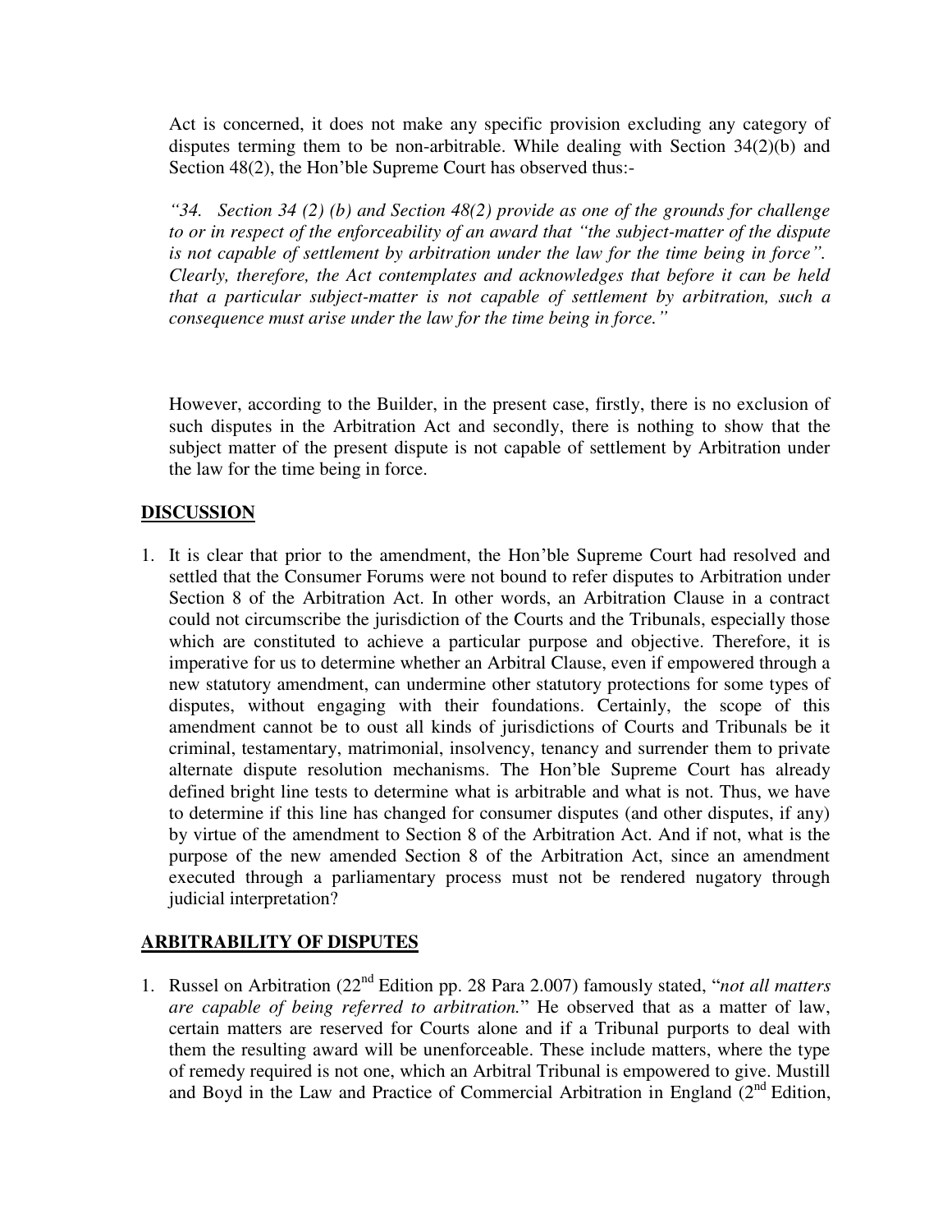Act is concerned, it does not make any specific provision excluding any category of disputes terming them to be non-arbitrable. While dealing with Section 34(2)(b) and Section 48(2), the Hon'ble Supreme Court has observed thus:-

*"34. Section 34 (2) (b) and Section 48(2) provide as one of the grounds for challenge to or in respect of the enforceability of an award that "the subject-matter of the dispute is not capable of settlement by arbitration under the law for the time being in force". Clearly, therefore, the Act contemplates and acknowledges that before it can be held that a particular subject-matter is not capable of settlement by arbitration, such a consequence must arise under the law for the time being in force."*

However, according to the Builder, in the present case, firstly, there is no exclusion of such disputes in the Arbitration Act and secondly, there is nothing to show that the subject matter of the present dispute is not capable of settlement by Arbitration under the law for the time being in force.

## DISCUSSION

1. It is clear that prior to the amendment, the Hon'ble Supreme Court had resolved and settled that the Consumer Forums were not bound to refer disputes to Arbitration under Section 8 of the Arbitration Act. In other words, an Arbitration Clause in a contract could not circumscribe the jurisdiction of the Courts and the Tribunals, especially those which are constituted to achieve a particular purpose and objective. Therefore, it is imperative for us to determine whether an Arbitral Clause, even if empowered through a new statutory amendment, can undermine other statutory protections for some types of disputes, without engaging with their foundations. Certainly, the scope of this amendment cannot be to oust all kinds of jurisdictions of Courts and Tribunals be it criminal, testamentary, matrimonial, insolvency, tenancy and surrender them to private alternate dispute resolution mechanisms. The Hon'ble Supreme Court has already defined bright line tests to determine what is arbitrable and what is not. Thus, we have to determine if this line has changed for consumer disputes (and other disputes, if any) by virtue of the amendment to Section 8 of the Arbitration Act. And if not, what is the purpose of the new amended Section 8 of the Arbitration Act, since an amendment executed through a parliamentary process must not be rendered nugatory through judicial interpretation?

## ARBITRABILITY OF DISPUTES

1. Russel on Arbitration (22nd Edition pp. 28 Para 2.007) famously stated, "*not all matters are capable of being referred to arbitration.*" He observed that as a matter of law, certain matters are reserved for Courts alone and if a Tribunal purports to deal with them the resulting award will be unenforceable. These include matters, where the type of remedy required is not one, which an Arbitral Tribunal is empowered to give. Mustill and Boyd in the Law and Practice of Commercial Arbitration in England (2nd Edition,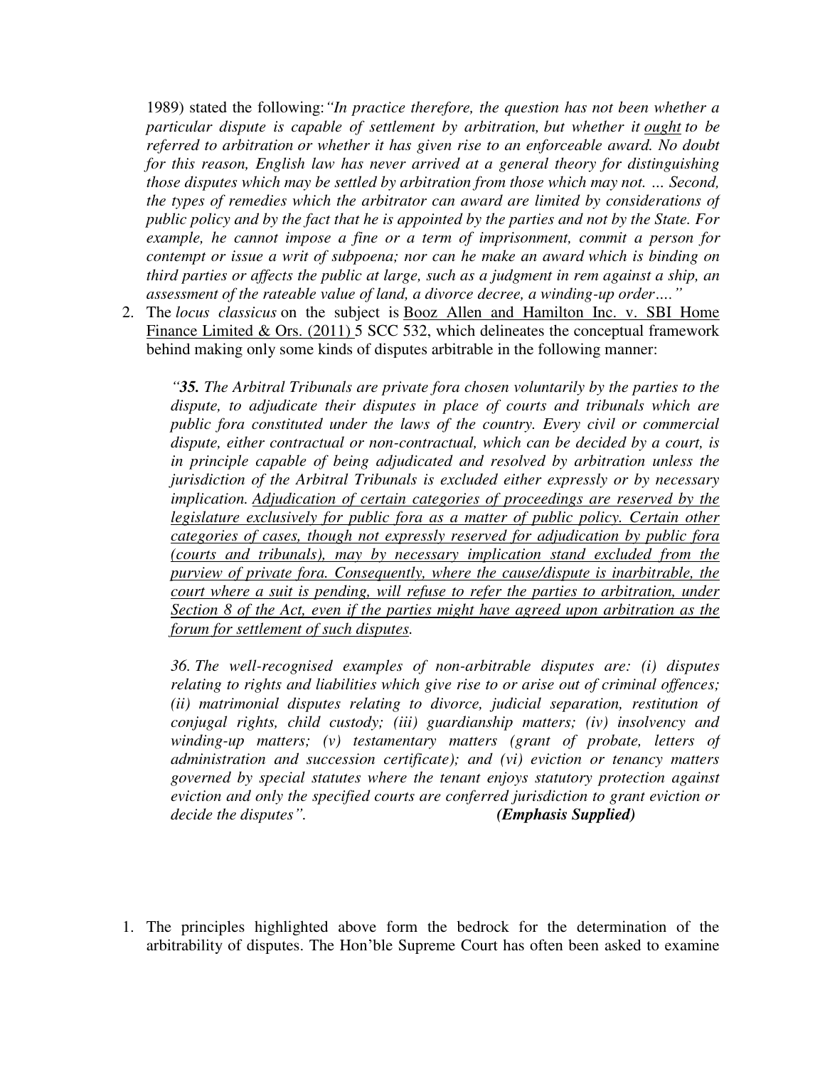1989) stated the following:*"In practice therefore, the question has not been whether a particular dispute is capable of settlement by arbitration, but whether it ought to be referred to arbitration or whether it has given rise to an enforceable award. No doubt for this reason, English law has never arrived at a general theory for distinguishing those disputes which may be settled by arbitration from those which may not. … Second, the types of remedies which the arbitrator can award are limited by considerations of public policy and by the fact that he is appointed by the parties and not by the State. For example, he cannot impose a fine or a term of imprisonment, commit a person for contempt or issue a writ of subpoena; nor can he make an award which is binding on third parties or affects the public at large, such as a judgment in rem against a ship, an assessment of the rateable value of land, a divorce decree, a winding-up order…."*

2. The *locus classicus* on the subject is Booz Allen and Hamilton Inc. v. SBI Home Finance Limited & Ors. (2011) 5 SCC 532, which delineates the conceptual framework behind making only some kinds of disputes arbitrable in the following manner:

   *"**35.** The Arbitral Tribunals are private fora chosen voluntarily by the parties to the dispute, to adjudicate their disputes in place of courts and tribunals which are public fora constituted under the laws of the country. Every civil or commercial dispute, either contractual or non-contractual, which can be decided by a court, is in principle capable of being adjudicated and resolved by arbitration unless the jurisdiction of the Arbitral Tribunals is excluded either expressly or by necessary implication. Adjudication of certain categories of proceedings are reserved by the legislature exclusively for public fora as a matter of public policy. Certain other categories of cases, though not expressly reserved for adjudication by public fora (courts and tribunals), may by necessary implication stand excluded from the purview of private fora. Consequently, where the cause/dispute is inarbitrable, the court where a suit is pending, will refuse to refer the parties to arbitration, under Section 8 of the Act, even if the parties might have agreed upon arbitration as the forum for settlement of such disputes.*

   *36. The well-recognised examples of non-arbitrable disputes are: (i) disputes relating to rights and liabilities which give rise to or arise out of criminal offences; (ii) matrimonial disputes relating to divorce, judicial separation, restitution of conjugal rights, child custody; (iii) guardianship matters; (iv) insolvency and winding-up matters; (v) testamentary matters (grant of probate, letters of administration and succession certificate); and (vi) eviction or tenancy matters governed by special statutes where the tenant enjoys statutory protection against eviction and only the specified courts are conferred jurisdiction to grant eviction or decide the disputes".* ***(Emphasis Supplied)***

1. The principles highlighted above form the bedrock for the determination of the arbitrability of disputes. The Hon'ble Supreme Court has often been asked to examine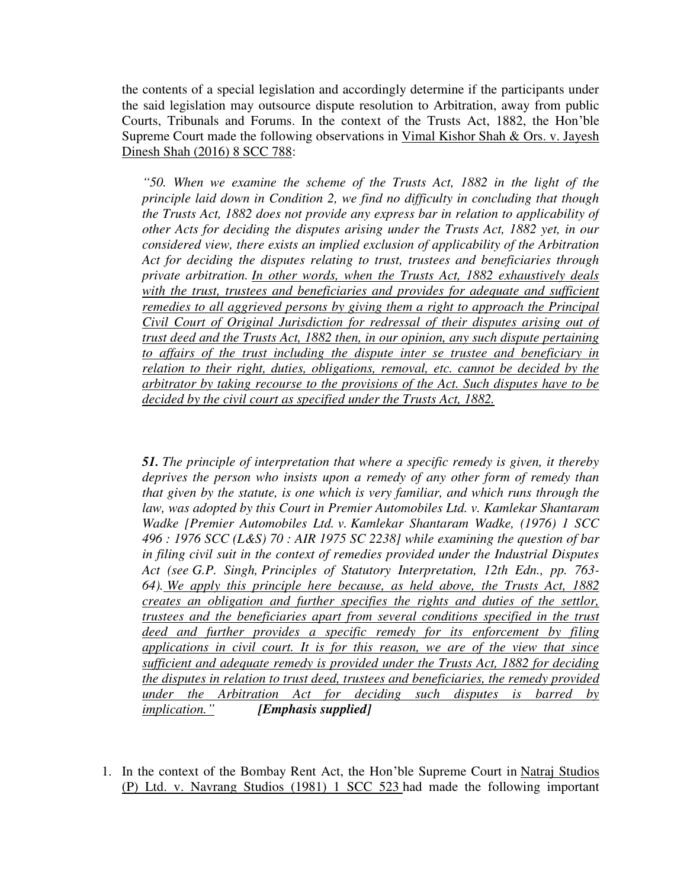the contents of a special legislation and accordingly determine if the participants under the said legislation may outsource dispute resolution to Arbitration, away from public Courts, Tribunals and Forums. In the context of the Trusts Act, 1882, the Hon'ble Supreme Court made the following observations in Vimal Kishor Shah & Ors. v. Jayesh Dinesh Shah (2016) 8 SCC 788:

> *"50. When we examine the scheme of the Trusts Act, 1882 in the light of the principle laid down in Condition 2, we find no difficulty in concluding that though the Trusts Act, 1882 does not provide any express bar in relation to applicability of other Acts for deciding the disputes arising under the Trusts Act, 1882 yet, in our considered view, there exists an implied exclusion of applicability of the Arbitration Act for deciding the disputes relating to trust, trustees and beneficiaries through private arbitration. In other words, when the Trusts Act, 1882 exhaustively deals with the trust, trustees and beneficiaries and provides for adequate and sufficient remedies to all aggrieved persons by giving them a right to approach the Principal Civil Court of Original Jurisdiction for redressal of their disputes arising out of trust deed and the Trusts Act, 1882 then, in our opinion, any such dispute pertaining to affairs of the trust including the dispute inter se trustee and beneficiary in relation to their right, duties, obligations, removal, etc. cannot be decided by the arbitrator by taking recourse to the provisions of the Act. Such disputes have to be decided by the civil court as specified under the Trusts Act, 1882.*
>
> ***51.** The principle of interpretation that where a specific remedy is given, it thereby deprives the person who insists upon a remedy of any other form of remedy than that given by the statute, is one which is very familiar, and which runs through the law, was adopted by this Court in Premier Automobiles Ltd. v. Kamlekar Shantaram Wadke [Premier Automobiles Ltd. v. Kamlekar Shantaram Wadke, (1976) 1 SCC 496 : 1976 SCC (L&S) 70 : AIR 1975 SC 2238] while examining the question of bar in filing civil suit in the context of remedies provided under the Industrial Disputes Act (see G.P. Singh, Principles of Statutory Interpretation, 12th Edn., pp. 763-64). We apply this principle here because, as held above, the Trusts Act, 1882 creates an obligation and further specifies the rights and duties of the settlor, trustees and the beneficiaries apart from several conditions specified in the trust deed and further provides a specific remedy for its enforcement by filing applications in civil court. It is for this reason, we are of the view that since sufficient and adequate remedy is provided under the Trusts Act, 1882 for deciding the disputes in relation to trust deed, trustees and beneficiaries, the remedy provided under the Arbitration Act for deciding such disputes is barred by implication."* ***[Emphasis supplied]***

1. In the context of the Bombay Rent Act, the Hon'ble Supreme Court in Natraj Studios (P) Ltd. v. Navrang Studios (1981) 1 SCC 523 had made the following important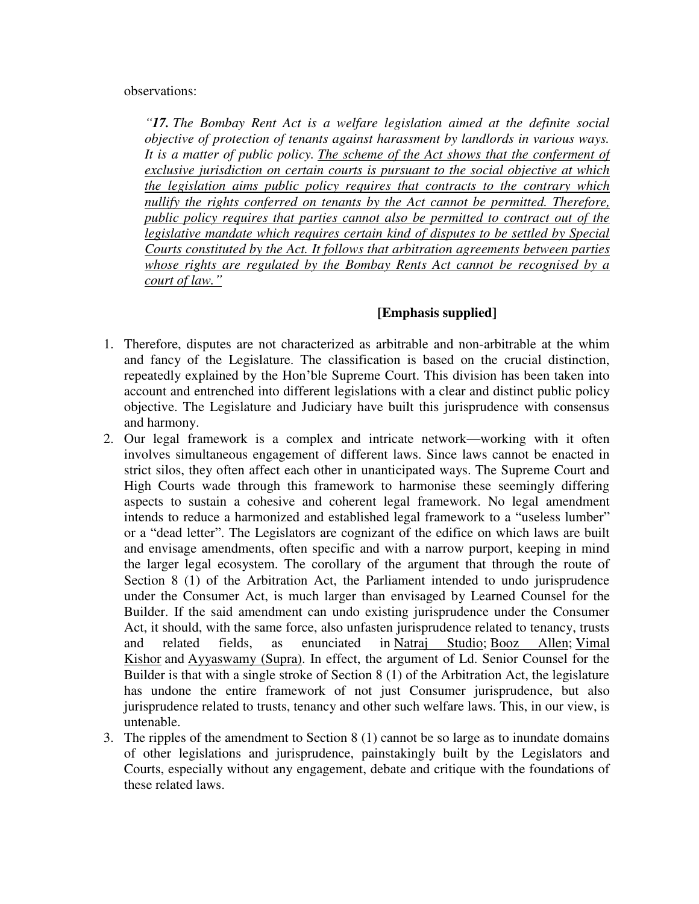observations:

> *"**17.** The Bombay Rent Act is a welfare legislation aimed at the definite social objective of protection of tenants against harassment by landlords in various ways. It is a matter of public policy. <u>The scheme of the Act shows that the conferment of exclusive jurisdiction on certain courts is pursuant to the social objective at which the legislation aims public policy requires that contracts to the contrary which nullify the rights conferred on tenants by the Act cannot be permitted. Therefore, public policy requires that parties cannot also be permitted to contract out of the legislative mandate which requires certain kind of disputes to be settled by Special Courts constituted by the Act. It follows that arbitration agreements between parties whose rights are regulated by the Bombay Rents Act cannot be recognised by a court of law."</u>*
>
> **[Emphasis supplied]**

1. Therefore, disputes are not characterized as arbitrable and non-arbitrable at the whim and fancy of the Legislature. The classification is based on the crucial distinction, repeatedly explained by the Hon'ble Supreme Court. This division has been taken into account and entrenched into different legislations with a clear and distinct public policy objective. The Legislature and Judiciary have built this jurisprudence with consensus and harmony.
2. Our legal framework is a complex and intricate network—working with it often involves simultaneous engagement of different laws. Since laws cannot be enacted in strict silos, they often affect each other in unanticipated ways. The Supreme Court and High Courts wade through this framework to harmonise these seemingly differing aspects to sustain a cohesive and coherent legal framework. No legal amendment intends to reduce a harmonized and established legal framework to a "useless lumber" or a "dead letter". The Legislators are cognizant of the edifice on which laws are built and envisage amendments, often specific and with a narrow purport, keeping in mind the larger legal ecosystem. The corollary of the argument that through the route of Section 8 (1) of the Arbitration Act, the Parliament intended to undo jurisprudence under the Consumer Act, is much larger than envisaged by Learned Counsel for the Builder. If the said amendment can undo existing jurisprudence under the Consumer Act, it should, with the same force, also unfasten jurisprudence related to tenancy, trusts and related fields, as enunciated in <u>Natraj Studio</u>; <u>Booz Allen</u>; <u>Vimal Kishor</u> and <u>Ayyaswamy (Supra)</u>. In effect, the argument of Ld. Senior Counsel for the Builder is that with a single stroke of Section 8 (1) of the Arbitration Act, the legislature has undone the entire framework of not just Consumer jurisprudence, but also jurisprudence related to trusts, tenancy and other such welfare laws. This, in our view, is untenable.
3. The ripples of the amendment to Section 8 (1) cannot be so large as to inundate domains of other legislations and jurisprudence, painstakingly built by the Legislators and Courts, especially without any engagement, debate and critique with the foundations of these related laws.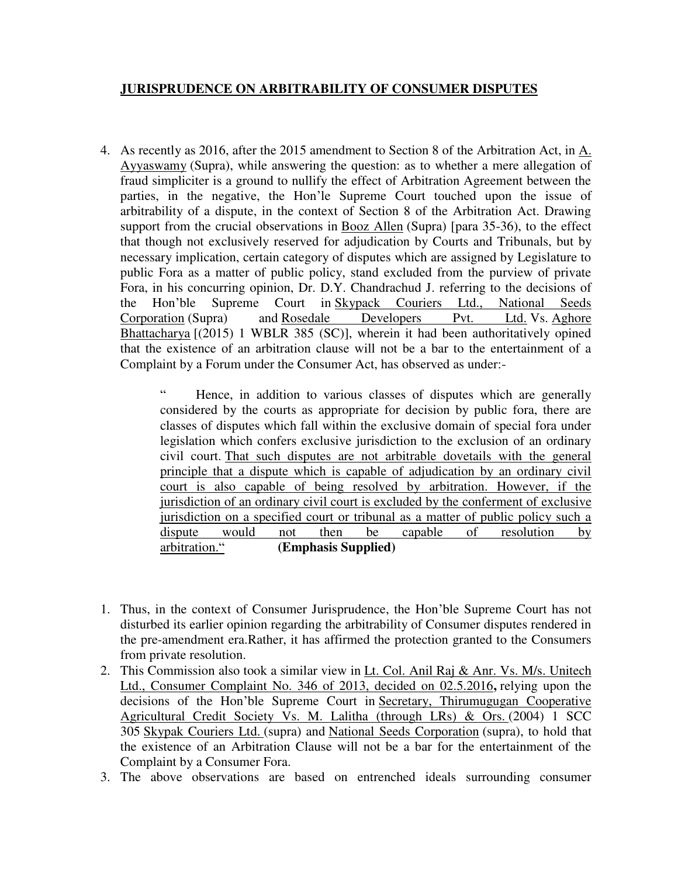**JURISPRUDENCE ON ARBITRABILITY OF CONSUMER DISPUTES**

4. As recently as 2016, after the 2015 amendment to Section 8 of the Arbitration Act, in A. Ayyaswamy (Supra), while answering the question: as to whether a mere allegation of fraud simpliciter is a ground to nullify the effect of Arbitration Agreement between the parties, in the negative, the Hon'le Supreme Court touched upon the issue of arbitrability of a dispute, in the context of Section 8 of the Arbitration Act. Drawing support from the crucial observations in Booz Allen (Supra) [para 35-36), to the effect that though not exclusively reserved for adjudication by Courts and Tribunals, but by necessary implication, certain category of disputes which are assigned by Legislature to public Fora as a matter of public policy, stand excluded from the purview of private Fora, in his concurring opinion, Dr. D.Y. Chandrachud J. referring to the decisions of the Hon'ble Supreme Court in Skypack Couriers Ltd., National Seeds Corporation (Supra) and Rosedale Developers Pvt. Ltd. Vs. Aghore Bhattacharya [(2015) 1 WBLR 385 (SC)], wherein it had been authoritatively opined that the existence of an arbitration clause will not be a bar to the entertainment of a Complaint by a Forum under the Consumer Act, has observed as under:-

> " Hence, in addition to various classes of disputes which are generally considered by the courts as appropriate for decision by public fora, there are classes of disputes which fall within the exclusive domain of special fora under legislation which confers exclusive jurisdiction to the exclusion of an ordinary civil court. <u>That such disputes are not arbitrable dovetails with the general principle that a dispute which is capable of adjudication by an ordinary civil court is also capable of being resolved by arbitration. However, if the jurisdiction of an ordinary civil court is excluded by the conferment of exclusive jurisdiction on a specified court or tribunal as a matter of public policy such a dispute would not then be capable of resolution by arbitration."</u> **(Emphasis Supplied)**

1. Thus, in the context of Consumer Jurisprudence, the Hon'ble Supreme Court has not disturbed its earlier opinion regarding the arbitrability of Consumer disputes rendered in the pre-amendment era.Rather, it has affirmed the protection granted to the Consumers from private resolution.
2. This Commission also took a similar view in Lt. Col. Anil Raj & Anr. Vs. M/s. Unitech Ltd., Consumer Complaint No. 346 of 2013, decided on 02.5.2016**,** relying upon the decisions of the Hon'ble Supreme Court in Secretary, Thirumugugan Cooperative Agricultural Credit Society Vs. M. Lalitha (through LRs) & Ors. (2004) 1 SCC 305 Skypak Couriers Ltd. (supra) and National Seeds Corporation (supra), to hold that the existence of an Arbitration Clause will not be a bar for the entertainment of the Complaint by a Consumer Fora.
3. The above observations are based on entrenched ideals surrounding consumer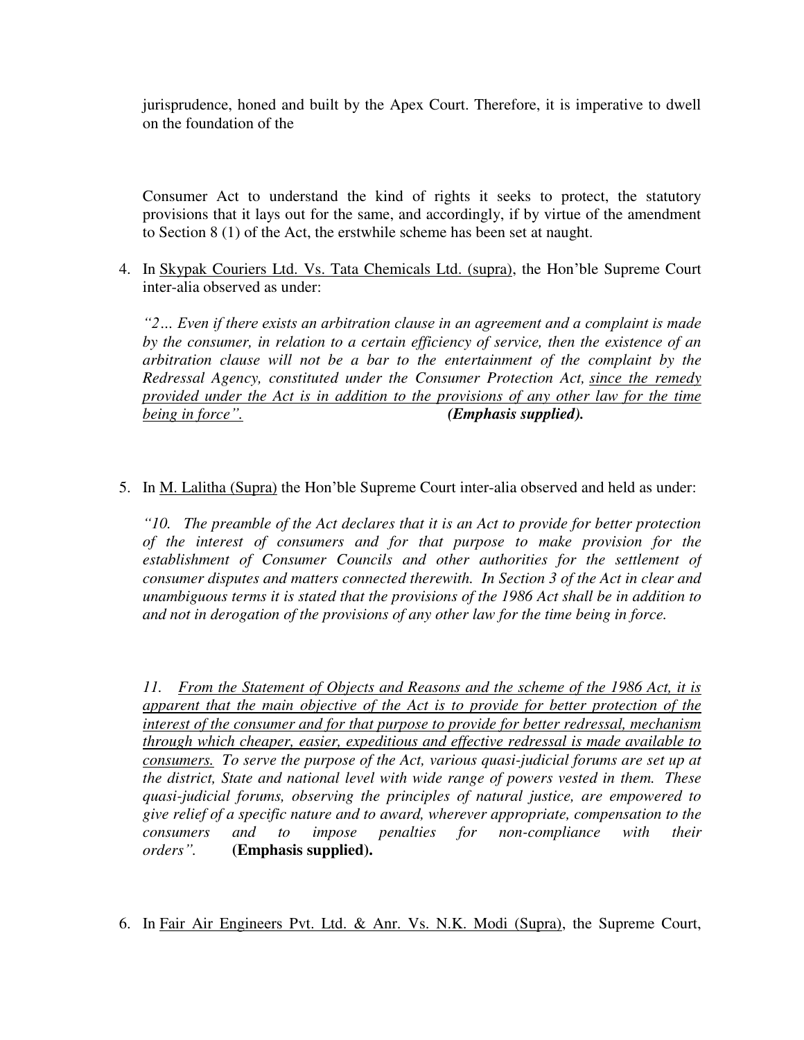jurisprudence, honed and built by the Apex Court. Therefore, it is imperative to dwell on the foundation of the

Consumer Act to understand the kind of rights it seeks to protect, the statutory provisions that it lays out for the same, and accordingly, if by virtue of the amendment to Section 8 (1) of the Act, the erstwhile scheme has been set at naught.

4. In <u>Skypak Couriers Ltd. Vs. Tata Chemicals Ltd. (supra)</u>, the Hon'ble Supreme Court inter-alia observed as under:

   *"2… Even if there exists an arbitration clause in an agreement and a complaint is made by the consumer, in relation to a certain efficiency of service, then the existence of an arbitration clause will not be a bar to the entertainment of the complaint by the Redressal Agency, constituted under the Consumer Protection Act, <u>since the remedy provided under the Act is in addition to the provisions of any other law for the time being in force".</u>* ***(Emphasis supplied).***

5. In <u>M. Lalitha (Supra)</u> the Hon'ble Supreme Court inter-alia observed and held as under:

   *"10. The preamble of the Act declares that it is an Act to provide for better protection of the interest of consumers and for that purpose to make provision for the establishment of Consumer Councils and other authorities for the settlement of consumer disputes and matters connected therewith. In Section 3 of the Act in clear and unambiguous terms it is stated that the provisions of the 1986 Act shall be in addition to and not in derogation of the provisions of any other law for the time being in force.*

   *11. <u>From the Statement of Objects and Reasons and the scheme of the 1986 Act, it is apparent that the main objective of the Act is to provide for better protection of the interest of the consumer and for that purpose to provide for better redressal, mechanism through which cheaper, easier, expeditious and effective redressal is made available to consumers.</u> To serve the purpose of the Act, various quasi-judicial forums are set up at the district, State and national level with wide range of powers vested in them. These quasi-judicial forums, observing the principles of natural justice, are empowered to give relief of a specific nature and to award, wherever appropriate, compensation to the consumers and to impose penalties for non-compliance with their orders".* **(Emphasis supplied).**

6. In <u>Fair Air Engineers Pvt. Ltd. & Anr. Vs. N.K. Modi (Supra)</u>, the Supreme Court,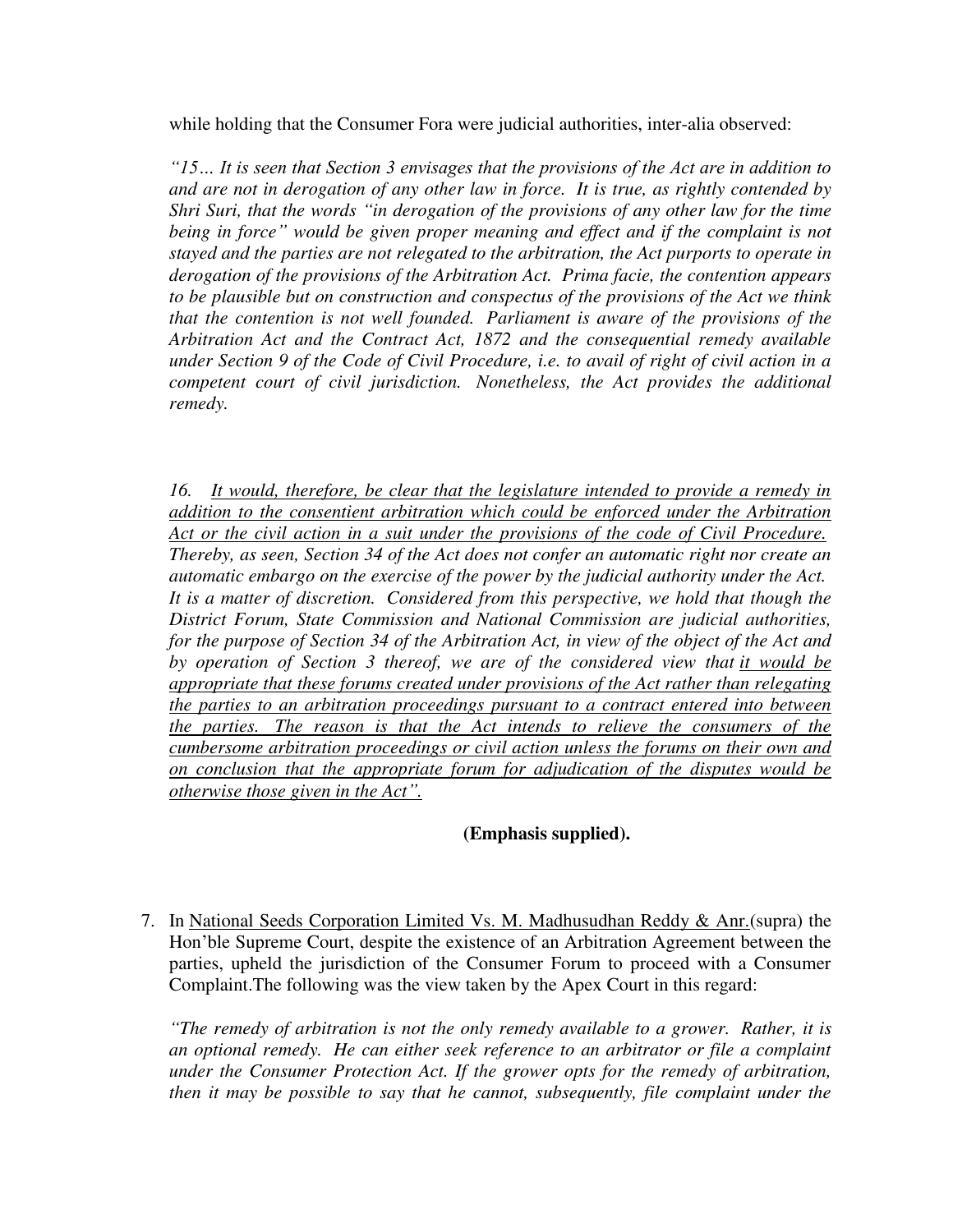while holding that the Consumer Fora were judicial authorities, inter-alia observed:

*"15… It is seen that Section 3 envisages that the provisions of the Act are in addition to and are not in derogation of any other law in force. It is true, as rightly contended by Shri Suri, that the words "in derogation of the provisions of any other law for the time being in force" would be given proper meaning and effect and if the complaint is not stayed and the parties are not relegated to the arbitration, the Act purports to operate in derogation of the provisions of the Arbitration Act. Prima facie, the contention appears to be plausible but on construction and conspectus of the provisions of the Act we think that the contention is not well founded. Parliament is aware of the provisions of the Arbitration Act and the Contract Act, 1872 and the consequential remedy available under Section 9 of the Code of Civil Procedure, i.e. to avail of right of civil action in a competent court of civil jurisdiction. Nonetheless, the Act provides the additional remedy.*

*16. <u>It would, therefore, be clear that the legislature intended to provide a remedy in addition to the consentient arbitration which could be enforced under the Arbitration Act or the civil action in a suit under the provisions of the code of Civil Procedure.</u> Thereby, as seen, Section 34 of the Act does not confer an automatic right nor create an automatic embargo on the exercise of the power by the judicial authority under the Act. It is a matter of discretion. Considered from this perspective, we hold that though the District Forum, State Commission and National Commission are judicial authorities, for the purpose of Section 34 of the Arbitration Act, in view of the object of the Act and by operation of Section 3 thereof, we are of the considered view that <u>it would be appropriate that these forums created under provisions of the Act rather than relegating the parties to an arbitration proceedings pursuant to a contract entered into between the parties. The reason is that the Act intends to relieve the consumers of the cumbersome arbitration proceedings or civil action unless the forums on their own and on conclusion that the appropriate forum for adjudication of the disputes would be otherwise those given in the Act".</u>*

**(Emphasis supplied).**

7. In <u>National Seeds Corporation Limited Vs. M. Madhusudhan Reddy & Anr.</u>(supra) the Hon'ble Supreme Court, despite the existence of an Arbitration Agreement between the parties, upheld the jurisdiction of the Consumer Forum to proceed with a Consumer Complaint.The following was the view taken by the Apex Court in this regard:

*"The remedy of arbitration is not the only remedy available to a grower. Rather, it is an optional remedy. He can either seek reference to an arbitrator or file a complaint under the Consumer Protection Act. If the grower opts for the remedy of arbitration, then it may be possible to say that he cannot, subsequently, file complaint under the*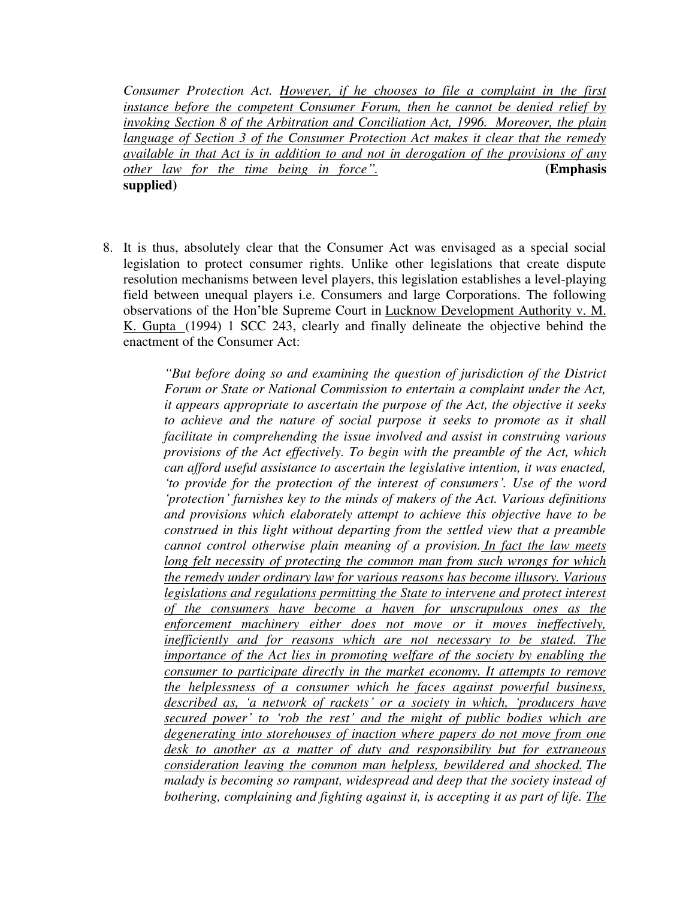*Consumer Protection Act. However, if he chooses to file a complaint in the first instance before the competent Consumer Forum, then he cannot be denied relief by invoking Section 8 of the Arbitration and Conciliation Act, 1996. Moreover, the plain language of Section 3 of the Consumer Protection Act makes it clear that the remedy available in that Act is in addition to and not in derogation of the provisions of any other law for the time being in force".* **(Emphasis supplied)**

8. It is thus, absolutely clear that the Consumer Act was envisaged as a special social legislation to protect consumer rights. Unlike other legislations that create dispute resolution mechanisms between level players, this legislation establishes a level-playing field between unequal players i.e. Consumers and large Corporations. The following observations of the Hon'ble Supreme Court in Lucknow Development Authority v. M. K. Gupta (1994) 1 SCC 243, clearly and finally delineate the objective behind the enactment of the Consumer Act:

> *"But before doing so and examining the question of jurisdiction of the District Forum or State or National Commission to entertain a complaint under the Act, it appears appropriate to ascertain the purpose of the Act, the objective it seeks to achieve and the nature of social purpose it seeks to promote as it shall facilitate in comprehending the issue involved and assist in construing various provisions of the Act effectively. To begin with the preamble of the Act, which can afford useful assistance to ascertain the legislative intention, it was enacted, 'to provide for the protection of the interest of consumers'. Use of the word 'protection' furnishes key to the minds of makers of the Act. Various definitions and provisions which elaborately attempt to achieve this objective have to be construed in this light without departing from the settled view that a preamble cannot control otherwise plain meaning of a provision. In fact the law meets long felt necessity of protecting the common man from such wrongs for which the remedy under ordinary law for various reasons has become illusory. Various legislations and regulations permitting the State to intervene and protect interest of the consumers have become a haven for unscrupulous ones as the enforcement machinery either does not move or it moves ineffectively, inefficiently and for reasons which are not necessary to be stated. The importance of the Act lies in promoting welfare of the society by enabling the consumer to participate directly in the market economy. It attempts to remove the helplessness of a consumer which he faces against powerful business, described as, 'a network of rackets' or a society in which, 'producers have secured power' to 'rob the rest' and the might of public bodies which are degenerating into storehouses of inaction where papers do not move from one desk to another as a matter of duty and responsibility but for extraneous consideration leaving the common man helpless, bewildered and shocked. The malady is becoming so rampant, widespread and deep that the society instead of bothering, complaining and fighting against it, is accepting it as part of life. The*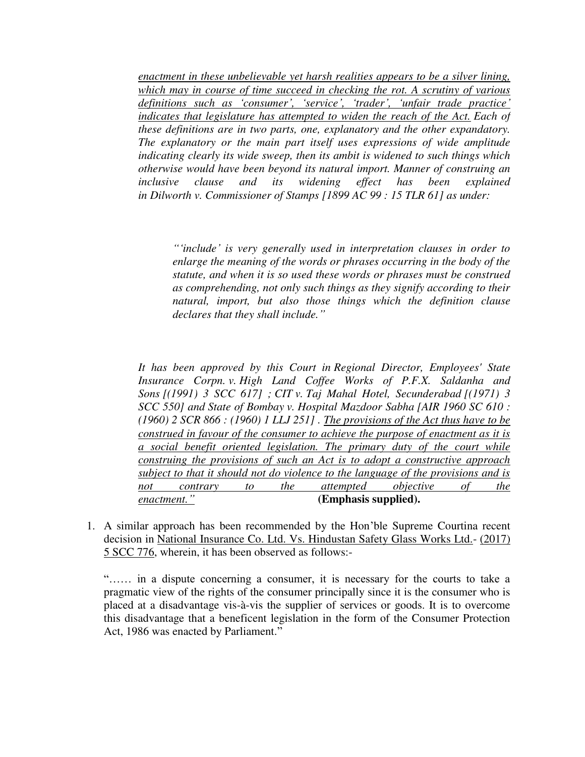*<u>enactment in these unbelievable yet harsh realities appears to be a silver lining, which may in course of time succeed in checking the rot. A scrutiny of various definitions such as 'consumer', 'service', 'trader', 'unfair trade practice' indicates that legislature has attempted to widen the reach of the Act.</u> Each of these definitions are in two parts, one, explanatory and the other expandatory. The explanatory or the main part itself uses expressions of wide amplitude indicating clearly its wide sweep, then its ambit is widened to such things which otherwise would have been beyond its natural import. Manner of construing an inclusive clause and its widening effect has been explained in Dilworth v. Commissioner of Stamps [1899 AC 99 : 15 TLR 61] as under:*

> *"'include' is very generally used in interpretation clauses in order to enlarge the meaning of the words or phrases occurring in the body of the statute, and when it is so used these words or phrases must be construed as comprehending, not only such things as they signify according to their natural, import, but also those things which the definition clause declares that they shall include."*

*It has been approved by this Court in Regional Director, Employees' State Insurance Corpn. v. High Land Coffee Works of P.F.X. Saldanha and Sons [(1991) 3 SCC 617] ; CIT v. Taj Mahal Hotel, Secunderabad [(1971) 3 SCC 550] and State of Bombay v. Hospital Mazdoor Sabha [AIR 1960 SC 610 : (1960) 2 SCR 866 : (1960) 1 LLJ 251] . <u>The provisions of the Act thus have to be construed in favour of the consumer to achieve the purpose of enactment as it is a social benefit oriented legislation. The primary duty of the court while construing the provisions of such an Act is to adopt a constructive approach subject to that it should not do violence to the language of the provisions and is not contrary to the attempted objective of the enactment."</u>* **(Emphasis supplied).**

1. A similar approach has been recommended by the Hon'ble Supreme Courtina recent decision in <u>National Insurance Co. Ltd. Vs. Hindustan Safety Glass Works Ltd.</u>- <u>(2017) 5 SCC 776</u>, wherein, it has been observed as follows:-

"…… in a dispute concerning a consumer, it is necessary for the courts to take a pragmatic view of the rights of the consumer principally since it is the consumer who is placed at a disadvantage vis-à-vis the supplier of services or goods. It is to overcome this disadvantage that a beneficent legislation in the form of the Consumer Protection Act, 1986 was enacted by Parliament."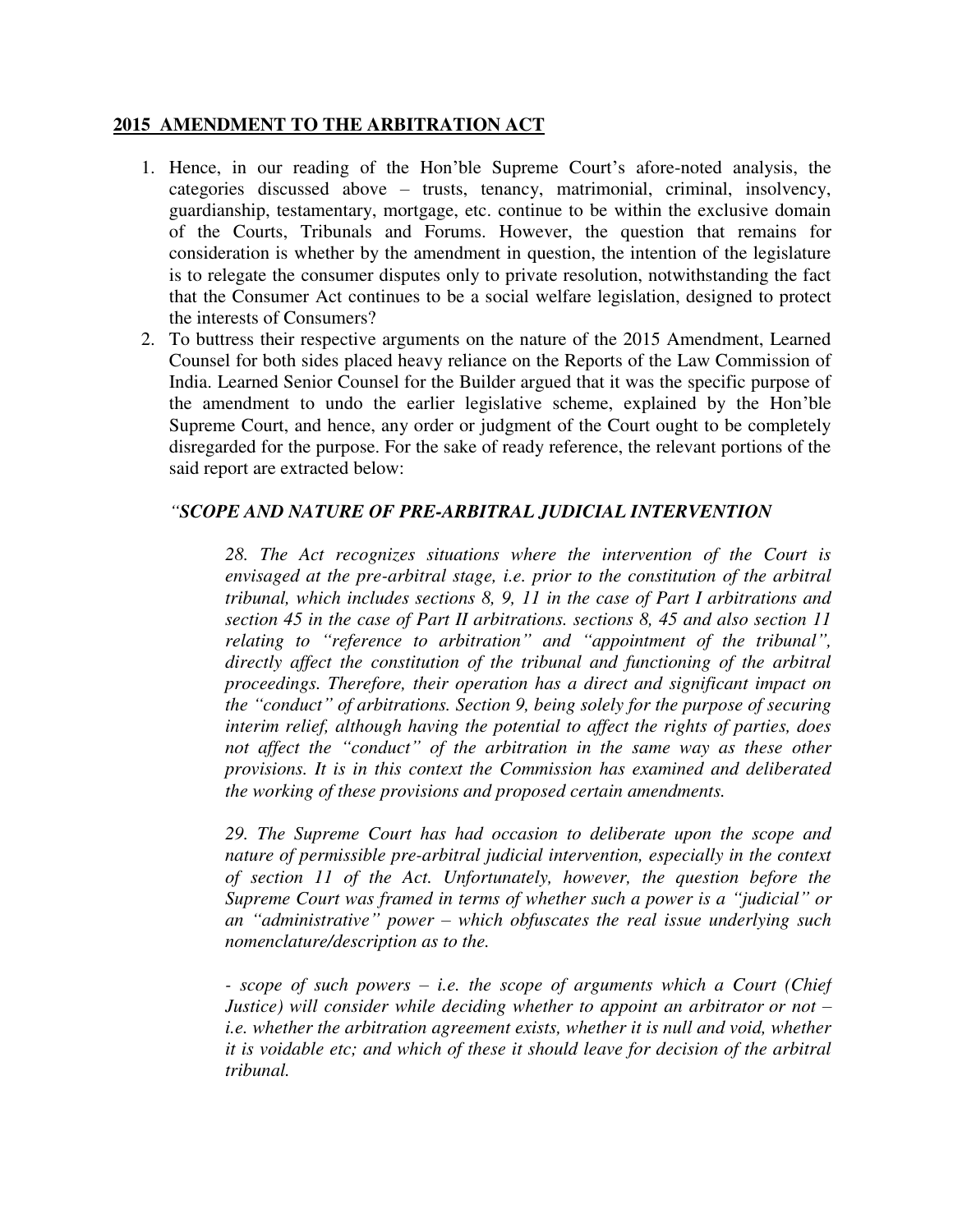**2015 AMENDMENT TO THE ARBITRATION ACT**

1. Hence, in our reading of the Hon'ble Supreme Court's afore-noted analysis, the categories discussed above – trusts, tenancy, matrimonial, criminal, insolvency, guardianship, testamentary, mortgage, etc. continue to be within the exclusive domain of the Courts, Tribunals and Forums. However, the question that remains for consideration is whether by the amendment in question, the intention of the legislature is to relegate the consumer disputes only to private resolution, notwithstanding the fact that the Consumer Act continues to be a social welfare legislation, designed to protect the interests of Consumers?
2. To buttress their respective arguments on the nature of the 2015 Amendment, Learned Counsel for both sides placed heavy reliance on the Reports of the Law Commission of India. Learned Senior Counsel for the Builder argued that it was the specific purpose of the amendment to undo the earlier legislative scheme, explained by the Hon'ble Supreme Court, and hence, any order or judgment of the Court ought to be completely disregarded for the purpose. For the sake of ready reference, the relevant portions of the said report are extracted below:

*"**SCOPE AND NATURE OF PRE-ARBITRAL JUDICIAL INTERVENTION***

> *28. The Act recognizes situations where the intervention of the Court is envisaged at the pre-arbitral stage, i.e. prior to the constitution of the arbitral tribunal, which includes sections 8, 9, 11 in the case of Part I arbitrations and section 45 in the case of Part II arbitrations. sections 8, 45 and also section 11 relating to "reference to arbitration" and "appointment of the tribunal", directly affect the constitution of the tribunal and functioning of the arbitral proceedings. Therefore, their operation has a direct and significant impact on the "conduct" of arbitrations. Section 9, being solely for the purpose of securing interim relief, although having the potential to affect the rights of parties, does not affect the "conduct" of the arbitration in the same way as these other provisions. It is in this context the Commission has examined and deliberated the working of these provisions and proposed certain amendments.*
>
> *29. The Supreme Court has had occasion to deliberate upon the scope and nature of permissible pre-arbitral judicial intervention, especially in the context of section 11 of the Act. Unfortunately, however, the question before the Supreme Court was framed in terms of whether such a power is a "judicial" or an "administrative" power – which obfuscates the real issue underlying such nomenclature/description as to the.*
>
> *- scope of such powers – i.e. the scope of arguments which a Court (Chief Justice) will consider while deciding whether to appoint an arbitrator or not – i.e. whether the arbitration agreement exists, whether it is null and void, whether it is voidable etc; and which of these it should leave for decision of the arbitral tribunal.*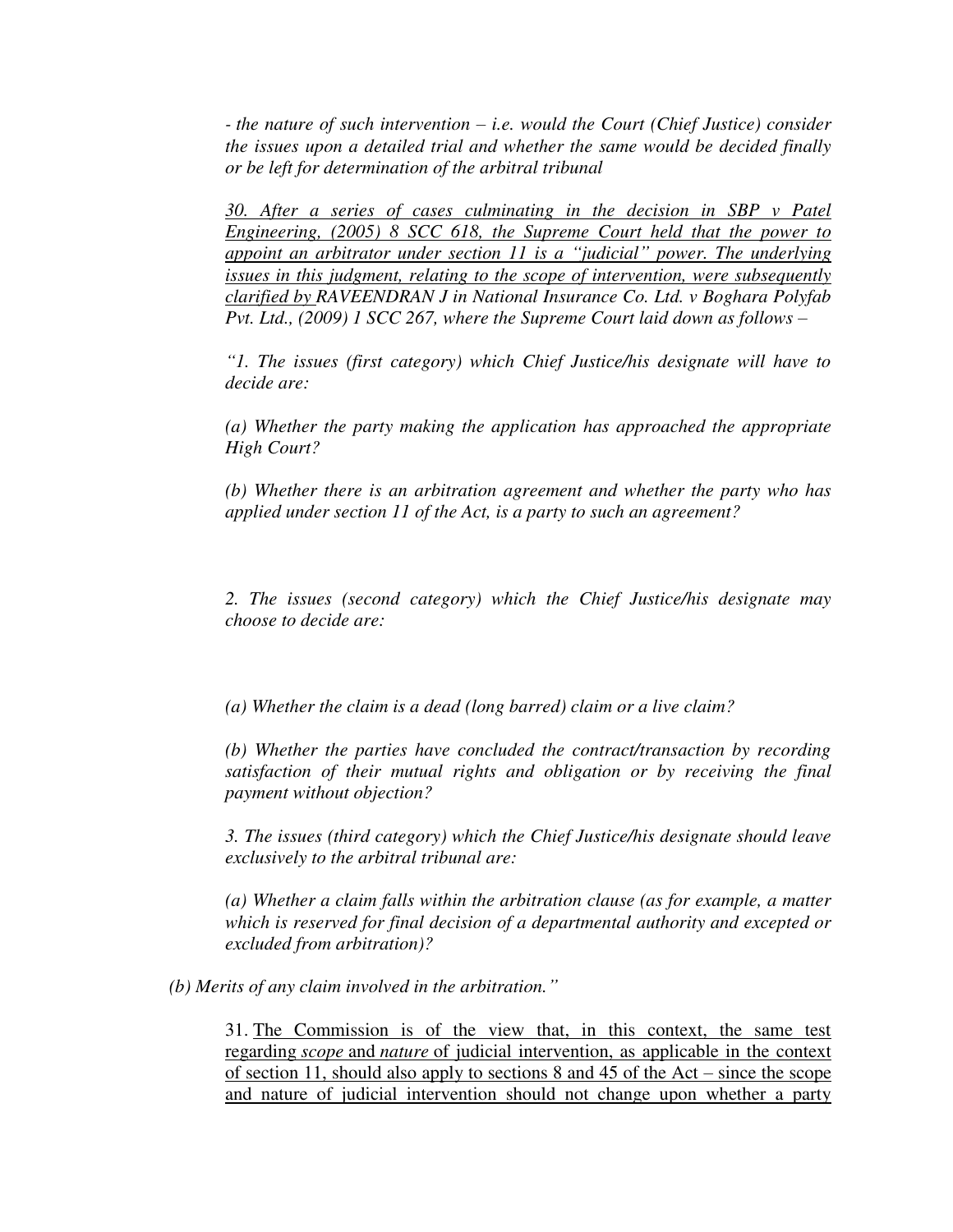*- the nature of such intervention – i.e. would the Court (Chief Justice) consider the issues upon a detailed trial and whether the same would be decided finally or be left for determination of the arbitral tribunal*

*30. After a series of cases culminating in the decision in SBP v Patel Engineering, (2005) 8 SCC 618, the Supreme Court held that the power to appoint an arbitrator under section 11 is a "judicial" power. The underlying issues in this judgment, relating to the scope of intervention, were subsequently clarified by RAVEENDRAN J in National Insurance Co. Ltd. v Boghara Polyfab Pvt. Ltd., (2009) 1 SCC 267, where the Supreme Court laid down as follows –*

*"1. The issues (first category) which Chief Justice/his designate will have to decide are:*

*(a) Whether the party making the application has approached the appropriate High Court?*

*(b) Whether there is an arbitration agreement and whether the party who has applied under section 11 of the Act, is a party to such an agreement?*

*2. The issues (second category) which the Chief Justice/his designate may choose to decide are:*

*(a) Whether the claim is a dead (long barred) claim or a live claim?*

*(b) Whether the parties have concluded the contract/transaction by recording satisfaction of their mutual rights and obligation or by receiving the final payment without objection?*

*3. The issues (third category) which the Chief Justice/his designate should leave exclusively to the arbitral tribunal are:*

*(a) Whether a claim falls within the arbitration clause (as for example, a matter which is reserved for final decision of a departmental authority and excepted or excluded from arbitration)?*

*(b) Merits of any claim involved in the arbitration."*

31. The Commission is of the view that, in this context, the same test regarding *scope* and *nature* of judicial intervention, as applicable in the context of section 11, should also apply to sections 8 and 45 of the Act – since the scope and nature of judicial intervention should not change upon whether a party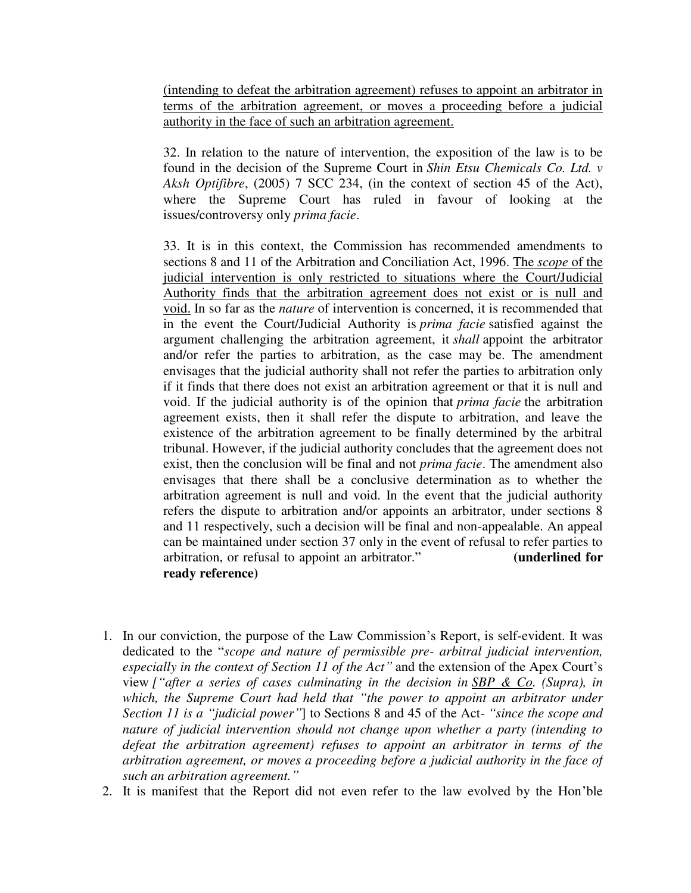(intending to defeat the arbitration agreement) refuses to appoint an arbitrator in terms of the arbitration agreement, or moves a proceeding before a judicial authority in the face of such an arbitration agreement.

32. In relation to the nature of intervention, the exposition of the law is to be found in the decision of the Supreme Court in *Shin Etsu Chemicals Co. Ltd. v Aksh Optifibre*, (2005) 7 SCC 234, (in the context of section 45 of the Act), where the Supreme Court has ruled in favour of looking at the issues/controversy only *prima facie*.

33. It is in this context, the Commission has recommended amendments to sections 8 and 11 of the Arbitration and Conciliation Act, 1996. The *scope* of the judicial intervention is only restricted to situations where the Court/Judicial Authority finds that the arbitration agreement does not exist or is null and void. In so far as the *nature* of intervention is concerned, it is recommended that in the event the Court/Judicial Authority is *prima facie* satisfied against the argument challenging the arbitration agreement, it *shall* appoint the arbitrator and/or refer the parties to arbitration, as the case may be. The amendment envisages that the judicial authority shall not refer the parties to arbitration only if it finds that there does not exist an arbitration agreement or that it is null and void. If the judicial authority is of the opinion that *prima facie* the arbitration agreement exists, then it shall refer the dispute to arbitration, and leave the existence of the arbitration agreement to be finally determined by the arbitral tribunal. However, if the judicial authority concludes that the agreement does not exist, then the conclusion will be final and not *prima facie*. The amendment also envisages that there shall be a conclusive determination as to whether the arbitration agreement is null and void. In the event that the judicial authority refers the dispute to arbitration and/or appoints an arbitrator, under sections 8 and 11 respectively, such a decision will be final and non-appealable. An appeal can be maintained under section 37 only in the event of refusal to refer parties to arbitration, or refusal to appoint an arbitrator." **(underlined for ready reference)**

1. In our conviction, the purpose of the Law Commission's Report, is self-evident. It was dedicated to the "*scope and nature of permissible pre- arbitral judicial intervention, especially in the context of Section 11 of the Act"* and the extension of the Apex Court's view *["after a series of cases culminating in the decision in SBP & Co. (Supra), in which, the Supreme Court had held that "the power to appoint an arbitrator under Section 11 is a "judicial power"*] to Sections 8 and 45 of the Act- *"since the scope and nature of judicial intervention should not change upon whether a party (intending to defeat the arbitration agreement) refuses to appoint an arbitrator in terms of the arbitration agreement, or moves a proceeding before a judicial authority in the face of such an arbitration agreement."*
2. It is manifest that the Report did not even refer to the law evolved by the Hon'ble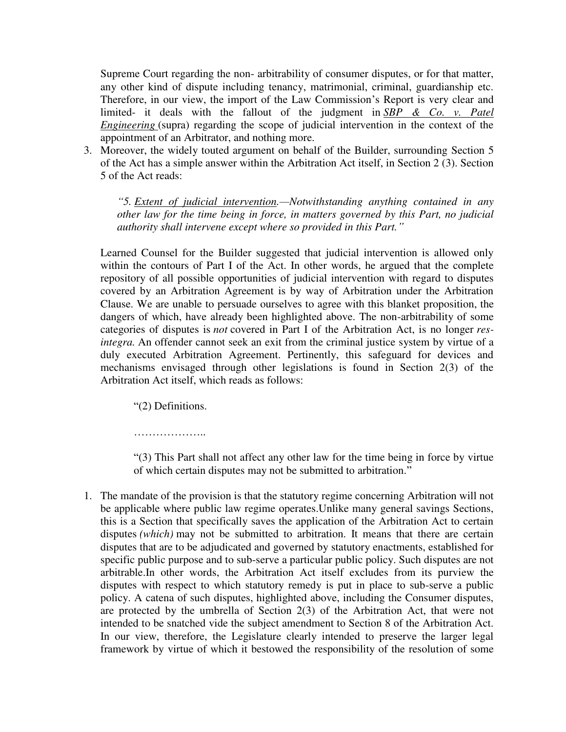Supreme Court regarding the non- arbitrability of consumer disputes, or for that matter, any other kind of dispute including tenancy, matrimonial, criminal, guardianship etc. Therefore, in our view, the import of the Law Commission's Report is very clear and limited- it deals with the fallout of the judgment in <u>*SBP & Co. v. Patel Engineering*</u> (supra) regarding the scope of judicial intervention in the context of the appointment of an Arbitrator, and nothing more.

3. Moreover, the widely touted argument on behalf of the Builder, surrounding Section 5 of the Act has a simple answer within the Arbitration Act itself, in Section 2 (3). Section 5 of the Act reads:

   > *"5. <u>Extent of judicial intervention</u>.—Notwithstanding anything contained in any other law for the time being in force, in matters governed by this Part, no judicial authority shall intervene except where so provided in this Part."*

   Learned Counsel for the Builder suggested that judicial intervention is allowed only within the contours of Part I of the Act. In other words, he argued that the complete repository of all possible opportunities of judicial intervention with regard to disputes covered by an Arbitration Agreement is by way of Arbitration under the Arbitration Clause. We are unable to persuade ourselves to agree with this blanket proposition, the dangers of which, have already been highlighted above. The non-arbitrability of some categories of disputes is *not* covered in Part I of the Arbitration Act, is no longer *res-integra.* An offender cannot seek an exit from the criminal justice system by virtue of a duly executed Arbitration Agreement. Pertinently, this safeguard for devices and mechanisms envisaged through other legislations is found in Section 2(3) of the Arbitration Act itself, which reads as follows:

   > "(2) Definitions.
   >
   > ………………..
   >
   > "(3) This Part shall not affect any other law for the time being in force by virtue of which certain disputes may not be submitted to arbitration."

1. The mandate of the provision is that the statutory regime concerning Arbitration will not be applicable where public law regime operates.Unlike many general savings Sections, this is a Section that specifically saves the application of the Arbitration Act to certain disputes *(which)* may not be submitted to arbitration. It means that there are certain disputes that are to be adjudicated and governed by statutory enactments, established for specific public purpose and to sub-serve a particular public policy. Such disputes are not arbitrable.In other words, the Arbitration Act itself excludes from its purview the disputes with respect to which statutory remedy is put in place to sub-serve a public policy. A catena of such disputes, highlighted above, including the Consumer disputes, are protected by the umbrella of Section 2(3) of the Arbitration Act, that were not intended to be snatched vide the subject amendment to Section 8 of the Arbitration Act. In our view, therefore, the Legislature clearly intended to preserve the larger legal framework by virtue of which it bestowed the responsibility of the resolution of some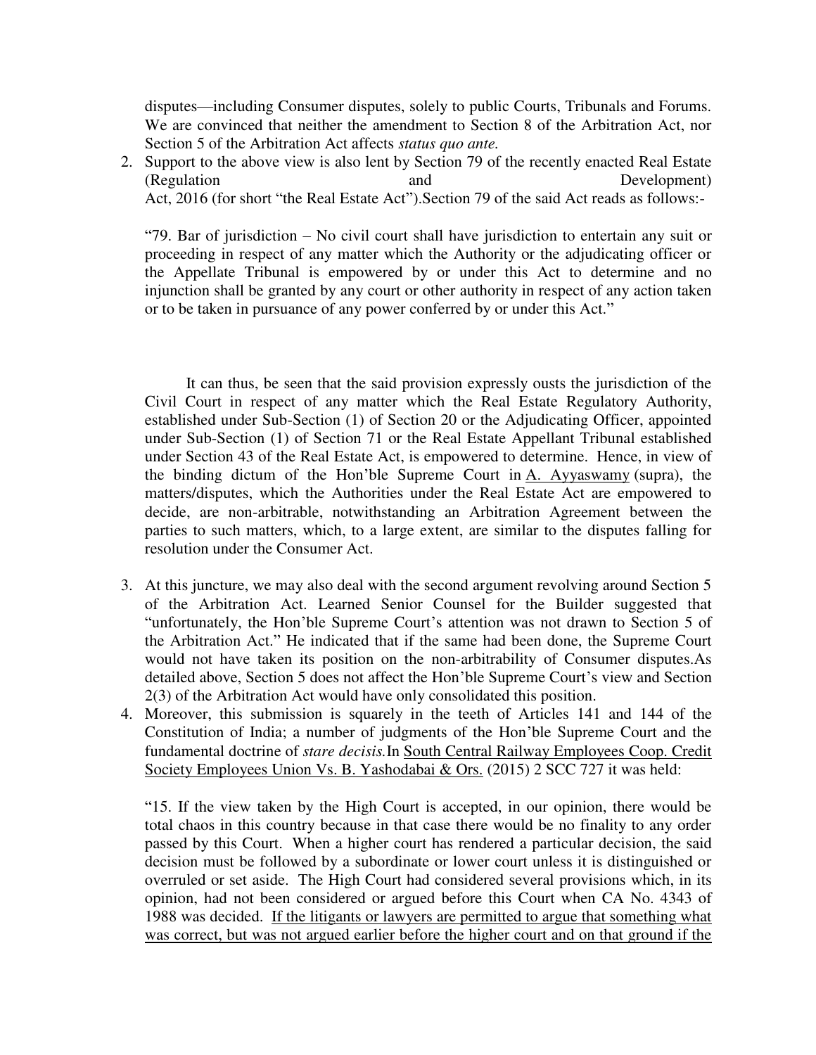disputes—including Consumer disputes, solely to public Courts, Tribunals and Forums. We are convinced that neither the amendment to Section 8 of the Arbitration Act, nor Section 5 of the Arbitration Act affects *status quo ante.*

2. Support to the above view is also lent by Section 79 of the recently enacted Real Estate (Regulation and Development) Act, 2016 (for short "the Real Estate Act").Section 79 of the said Act reads as follows:-

   "79. Bar of jurisdiction – No civil court shall have jurisdiction to entertain any suit or proceeding in respect of any matter which the Authority or the adjudicating officer or the Appellate Tribunal is empowered by or under this Act to determine and no injunction shall be granted by any court or other authority in respect of any action taken or to be taken in pursuance of any power conferred by or under this Act."

   It can thus, be seen that the said provision expressly ousts the jurisdiction of the Civil Court in respect of any matter which the Real Estate Regulatory Authority, established under Sub-Section (1) of Section 20 or the Adjudicating Officer, appointed under Sub-Section (1) of Section 71 or the Real Estate Appellant Tribunal established under Section 43 of the Real Estate Act, is empowered to determine. Hence, in view of the binding dictum of the Hon'ble Supreme Court in A. Ayyaswamy (supra), the matters/disputes, which the Authorities under the Real Estate Act are empowered to decide, are non-arbitrable, notwithstanding an Arbitration Agreement between the parties to such matters, which, to a large extent, are similar to the disputes falling for resolution under the Consumer Act.

3. At this juncture, we may also deal with the second argument revolving around Section 5 of the Arbitration Act. Learned Senior Counsel for the Builder suggested that "unfortunately, the Hon'ble Supreme Court's attention was not drawn to Section 5 of the Arbitration Act." He indicated that if the same had been done, the Supreme Court would not have taken its position on the non-arbitrability of Consumer disputes.As detailed above, Section 5 does not affect the Hon'ble Supreme Court's view and Section 2(3) of the Arbitration Act would have only consolidated this position.

4. Moreover, this submission is squarely in the teeth of Articles 141 and 144 of the Constitution of India; a number of judgments of the Hon'ble Supreme Court and the fundamental doctrine of *stare decisis.*In South Central Railway Employees Coop. Credit Society Employees Union Vs. B. Yashodabai & Ors. (2015) 2 SCC 727 it was held:

   "15. If the view taken by the High Court is accepted, in our opinion, there would be total chaos in this country because in that case there would be no finality to any order passed by this Court. When a higher court has rendered a particular decision, the said decision must be followed by a subordinate or lower court unless it is distinguished or overruled or set aside. The High Court had considered several provisions which, in its opinion, had not been considered or argued before this Court when CA No. 4343 of 1988 was decided. If the litigants or lawyers are permitted to argue that something what was correct, but was not argued earlier before the higher court and on that ground if the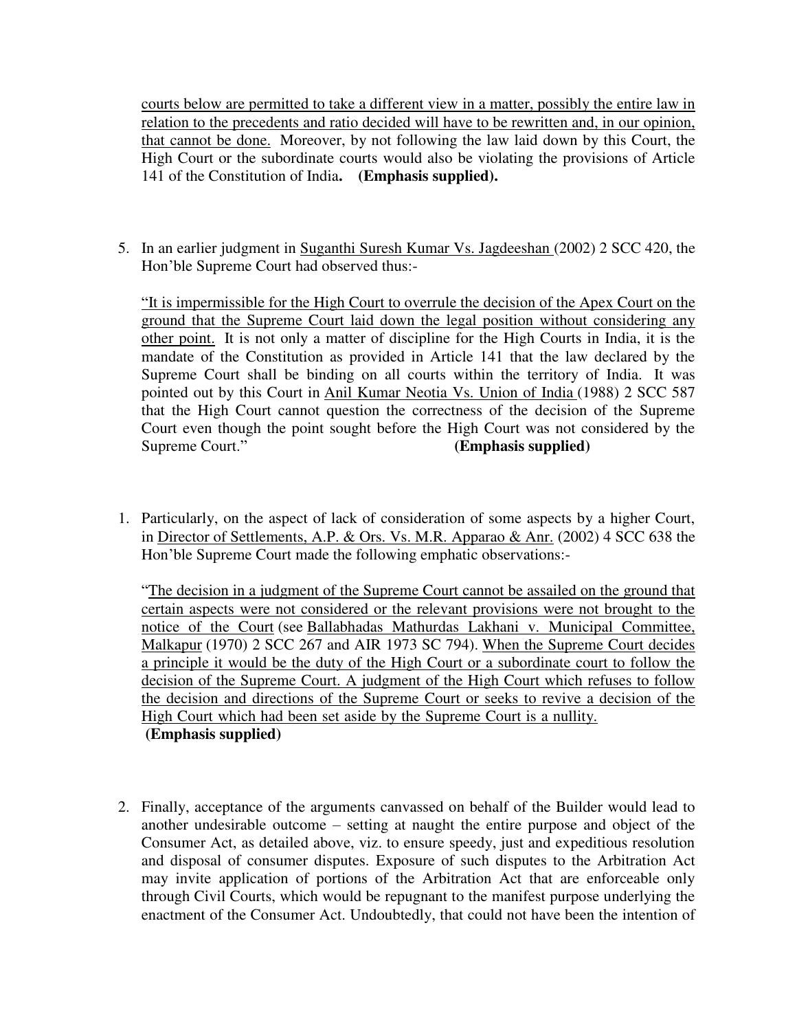courts below are permitted to take a different view in a matter, possibly the entire law in relation to the precedents and ratio decided will have to be rewritten and, in our opinion, that cannot be done. Moreover, by not following the law laid down by this Court, the High Court or the subordinate courts would also be violating the provisions of Article 141 of the Constitution of India**. (Emphasis supplied).**

5. In an earlier judgment in Suganthi Suresh Kumar Vs. Jagdeeshan (2002) 2 SCC 420, the Hon'ble Supreme Court had observed thus:-

   "It is impermissible for the High Court to overrule the decision of the Apex Court on the ground that the Supreme Court laid down the legal position without considering any other point. It is not only a matter of discipline for the High Courts in India, it is the mandate of the Constitution as provided in Article 141 that the law declared by the Supreme Court shall be binding on all courts within the territory of India. It was pointed out by this Court in Anil Kumar Neotia Vs. Union of India (1988) 2 SCC 587 that the High Court cannot question the correctness of the decision of the Supreme Court even though the point sought before the High Court was not considered by the Supreme Court." **(Emphasis supplied)**

1. Particularly, on the aspect of lack of consideration of some aspects by a higher Court, in Director of Settlements, A.P. & Ors. Vs. M.R. Apparao & Anr. (2002) 4 SCC 638 the Hon'ble Supreme Court made the following emphatic observations:-

   "The decision in a judgment of the Supreme Court cannot be assailed on the ground that certain aspects were not considered or the relevant provisions were not brought to the notice of the Court (see Ballabhadas Mathurdas Lakhani v. Municipal Committee, Malkapur (1970) 2 SCC 267 and AIR 1973 SC 794). When the Supreme Court decides a principle it would be the duty of the High Court or a subordinate court to follow the decision of the Supreme Court. A judgment of the High Court which refuses to follow the decision and directions of the Supreme Court or seeks to revive a decision of the High Court which had been set aside by the Supreme Court is a nullity.
   **(Emphasis supplied)**

2. Finally, acceptance of the arguments canvassed on behalf of the Builder would lead to another undesirable outcome – setting at naught the entire purpose and object of the Consumer Act, as detailed above, viz. to ensure speedy, just and expeditious resolution and disposal of consumer disputes. Exposure of such disputes to the Arbitration Act may invite application of portions of the Arbitration Act that are enforceable only through Civil Courts, which would be repugnant to the manifest purpose underlying the enactment of the Consumer Act. Undoubtedly, that could not have been the intention of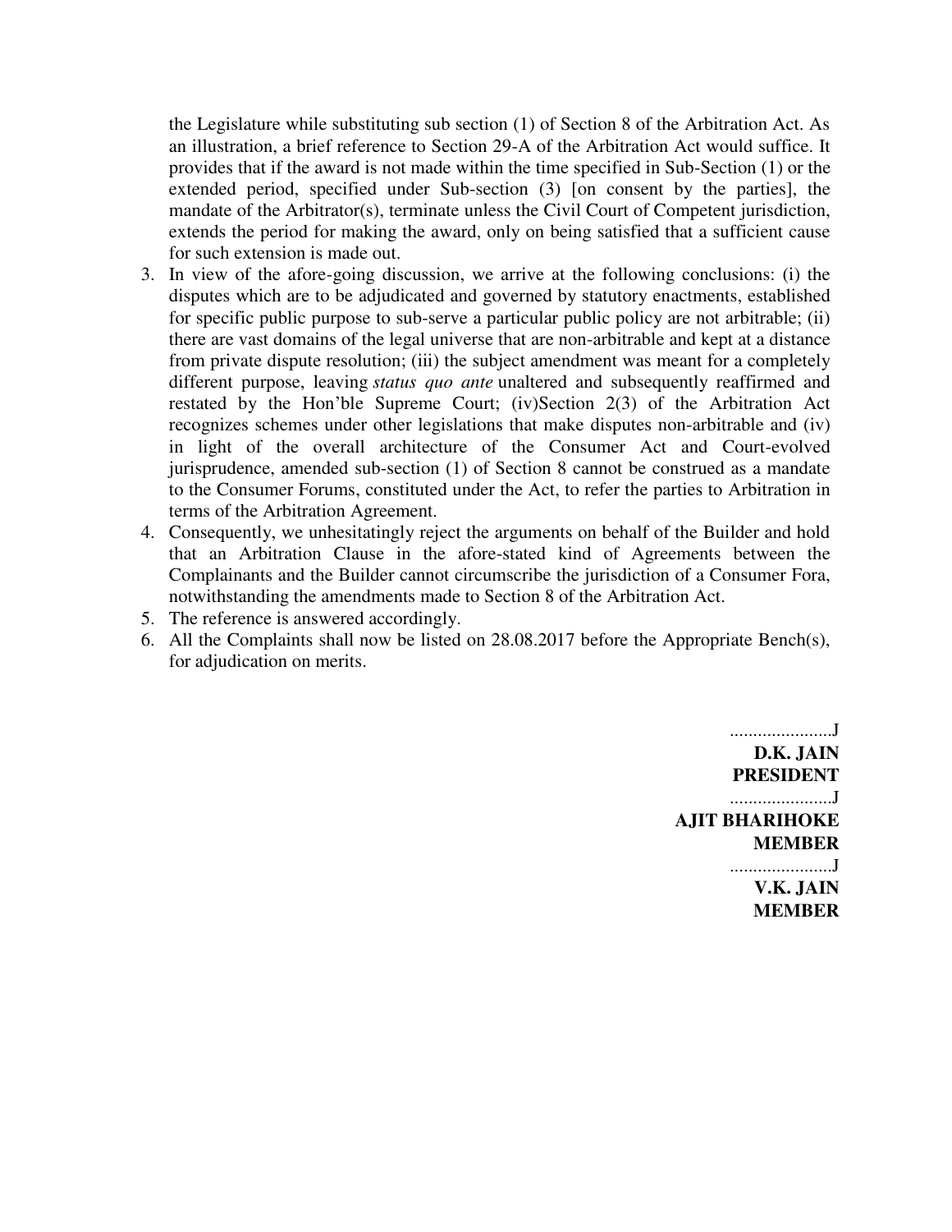the Legislature while substituting sub section (1) of Section 8 of the Arbitration Act. As an illustration, a brief reference to Section 29-A of the Arbitration Act would suffice. It provides that if the award is not made within the time specified in Sub-Section (1) or the extended period, specified under Sub-section (3) [on consent by the parties], the mandate of the Arbitrator(s), terminate unless the Civil Court of Competent jurisdiction, extends the period for making the award, only on being satisfied that a sufficient cause for such extension is made out.

3. In view of the afore-going discussion, we arrive at the following conclusions: (i) the disputes which are to be adjudicated and governed by statutory enactments, established for specific public purpose to sub-serve a particular public policy are not arbitrable; (ii) there are vast domains of the legal universe that are non-arbitrable and kept at a distance from private dispute resolution; (iii) the subject amendment was meant for a completely different purpose, leaving *status quo ante* unaltered and subsequently reaffirmed and restated by the Hon'ble Supreme Court; (iv)Section 2(3) of the Arbitration Act recognizes schemes under other legislations that make disputes non-arbitrable and (iv) in light of the overall architecture of the Consumer Act and Court-evolved jurisprudence, amended sub-section (1) of Section 8 cannot be construed as a mandate to the Consumer Forums, constituted under the Act, to refer the parties to Arbitration in terms of the Arbitration Agreement.
4. Consequently, we unhesitatingly reject the arguments on behalf of the Builder and hold that an Arbitration Clause in the afore-stated kind of Agreements between the Complainants and the Builder cannot circumscribe the jurisdiction of a Consumer Fora, notwithstanding the amendments made to Section 8 of the Arbitration Act.
5. The reference is answered accordingly.
6. All the Complaints shall now be listed on 28.08.2017 before the Appropriate Bench(s), for adjudication on merits.

......................J
**D.K. JAIN**
**PRESIDENT**

......................J
**AJIT BHARIHOKE**
**MEMBER**

......................J
**V.K. JAIN**
**MEMBER**